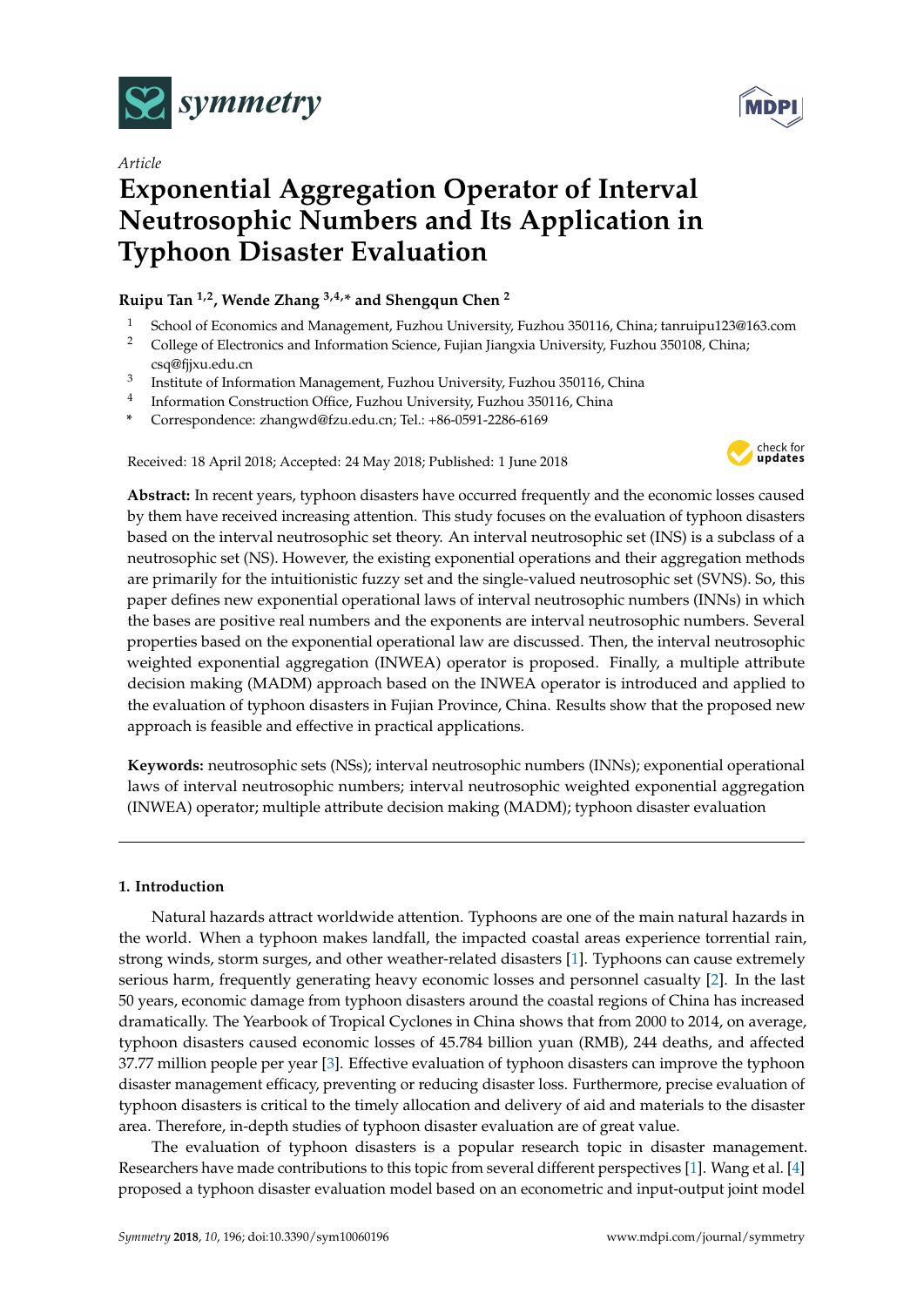*Article*

# Exponential Aggregation Operator of Interval Neutrosophic Numbers and Its Application in Typhoon Disaster Evaluation

**Ruipu Tan [1,2], Wende Zhang [3,4,*] and Shengqun Chen [2]**

[1] School of Economics and Management, Fuzhou University, Fuzhou 350116, China; tanruipu123@163.com

[2] College of Electronics and Information Science, Fujian Jiangxia University, Fuzhou 350108, China; csq@fjjxu.edu.cn

[3] Institute of Information Management, Fuzhou University, Fuzhou 350116, China

[4] Information Construction Office, Fuzhou University, Fuzhou 350116, China

* Correspondence: zhangwd@fzu.edu.cn; Tel.: +86-0591-2286-6169

Received: 18 April 2018; Accepted: 24 May 2018; Published: 1 June 2018

**Abstract:** In recent years, typhoon disasters have occurred frequently and the economic losses caused by them have received increasing attention. This study focuses on the evaluation of typhoon disasters based on the interval neutrosophic set theory. An interval neutrosophic set (INS) is a subclass of a neutrosophic set (NS). However, the existing exponential operations and their aggregation methods are primarily for the intuitionistic fuzzy set and the single-valued neutrosophic set (SVNS). So, this paper defines new exponential operational laws of interval neutrosophic numbers (INNs) in which the bases are positive real numbers and the exponents are interval neutrosophic numbers. Several properties based on the exponential operational law are discussed. Then, the interval neutrosophic weighted exponential aggregation (INWEA) operator is proposed. Finally, a multiple attribute decision making (MADM) approach based on the INWEA operator is introduced and applied to the evaluation of typhoon disasters in Fujian Province, China. Results show that the proposed new approach is feasible and effective in practical applications.

**Keywords:** neutrosophic sets (NSs); interval neutrosophic numbers (INNs); exponential operational laws of interval neutrosophic numbers; interval neutrosophic weighted exponential aggregation (INWEA) operator; multiple attribute decision making (MADM); typhoon disaster evaluation

## 1. Introduction

Natural hazards attract worldwide attention. Typhoons are one of the main natural hazards in the world. When a typhoon makes landfall, the impacted coastal areas experience torrential rain, strong winds, storm surges, and other weather-related disasters [1]. Typhoons can cause extremely serious harm, frequently generating heavy economic losses and personnel casualty [2]. In the last 50 years, economic damage from typhoon disasters around the coastal regions of China has increased dramatically. The Yearbook of Tropical Cyclones in China shows that from 2000 to 2014, on average, typhoon disasters caused economic losses of 45.784 billion yuan (RMB), 244 deaths, and affected 37.77 million people per year [3]. Effective evaluation of typhoon disasters can improve the typhoon disaster management efficacy, preventing or reducing disaster loss. Furthermore, precise evaluation of typhoon disasters is critical to the timely allocation and delivery of aid and materials to the disaster area. Therefore, in-depth studies of typhoon disaster evaluation are of great value.

The evaluation of typhoon disasters is a popular research topic in disaster management. Researchers have made contributions to this topic from several different perspectives [1]. Wang et al. [4] proposed a typhoon disaster evaluation model based on an econometric and input-output joint model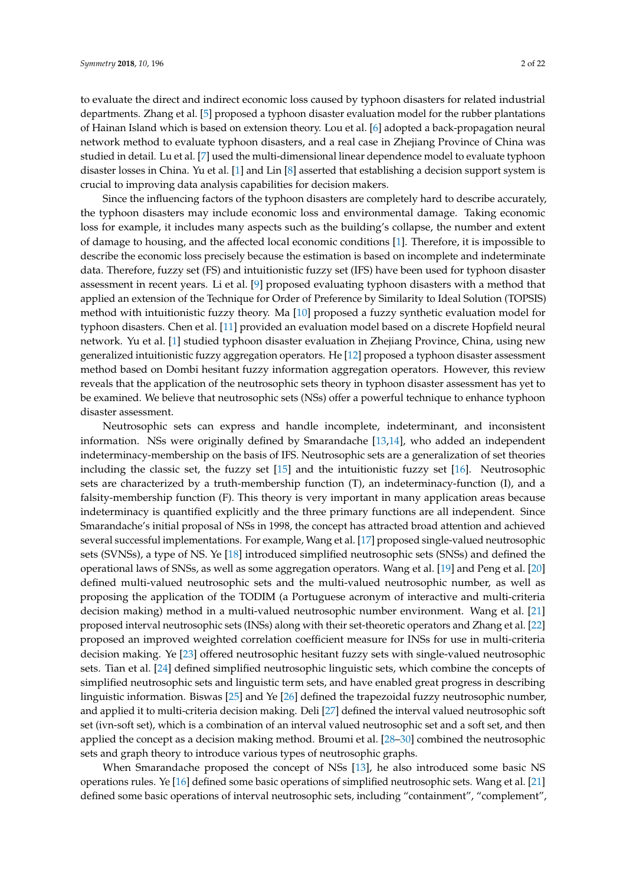to evaluate the direct and indirect economic loss caused by typhoon disasters for related industrial departments. Zhang et al. [5] proposed a typhoon disaster evaluation model for the rubber plantations of Hainan Island which is based on extension theory. Lou et al. [6] adopted a back-propagation neural network method to evaluate typhoon disasters, and a real case in Zhejiang Province of China was studied in detail. Lu et al. [7] used the multi-dimensional linear dependence model to evaluate typhoon disaster losses in China. Yu et al. [1] and Lin [8] asserted that establishing a decision support system is crucial to improving data analysis capabilities for decision makers.

Since the influencing factors of the typhoon disasters are completely hard to describe accurately, the typhoon disasters may include economic loss and environmental damage. Taking economic loss for example, it includes many aspects such as the building's collapse, the number and extent of damage to housing, and the affected local economic conditions [1]. Therefore, it is impossible to describe the economic loss precisely because the estimation is based on incomplete and indeterminate data. Therefore, fuzzy set (FS) and intuitionistic fuzzy set (IFS) have been used for typhoon disaster assessment in recent years. Li et al. [9] proposed evaluating typhoon disasters with a method that applied an extension of the Technique for Order of Preference by Similarity to Ideal Solution (TOPSIS) method with intuitionistic fuzzy theory. Ma [10] proposed a fuzzy synthetic evaluation model for typhoon disasters. Chen et al. [11] provided an evaluation model based on a discrete Hopfield neural network. Yu et al. [1] studied typhoon disaster evaluation in Zhejiang Province, China, using new generalized intuitionistic fuzzy aggregation operators. He [12] proposed a typhoon disaster assessment method based on Dombi hesitant fuzzy information aggregation operators. However, this review reveals that the application of the neutrosophic sets theory in typhoon disaster assessment has yet to be examined. We believe that neutrosophic sets (NSs) offer a powerful technique to enhance typhoon disaster assessment.

Neutrosophic sets can express and handle incomplete, indeterminant, and inconsistent information. NSs were originally defined by Smarandache [13,14], who added an independent indeterminacy-membership on the basis of IFS. Neutrosophic sets are a generalization of set theories including the classic set, the fuzzy set [15] and the intuitionistic fuzzy set [16]. Neutrosophic sets are characterized by a truth-membership function (T), an indeterminacy-function (I), and a falsity-membership function (F). This theory is very important in many application areas because indeterminacy is quantified explicitly and the three primary functions are all independent. Since Smarandache's initial proposal of NSs in 1998, the concept has attracted broad attention and achieved several successful implementations. For example, Wang et al. [17] proposed single-valued neutrosophic sets (SVNSs), a type of NS. Ye [18] introduced simplified neutrosophic sets (SNSs) and defined the operational laws of SNSs, as well as some aggregation operators. Wang et al. [19] and Peng et al. [20] defined multi-valued neutrosophic sets and the multi-valued neutrosophic number, as well as proposing the application of the TODIM (a Portuguese acronym of interactive and multi-criteria decision making) method in a multi-valued neutrosophic number environment. Wang et al. [21] proposed interval neutrosophic sets (INSs) along with their set-theoretic operators and Zhang et al. [22] proposed an improved weighted correlation coefficient measure for INSs for use in multi-criteria decision making. Ye [23] offered neutrosophic hesitant fuzzy sets with single-valued neutrosophic sets. Tian et al. [24] defined simplified neutrosophic linguistic sets, which combine the concepts of simplified neutrosophic sets and linguistic term sets, and have enabled great progress in describing linguistic information. Biswas [25] and Ye [26] defined the trapezoidal fuzzy neutrosophic number, and applied it to multi-criteria decision making. Deli [27] defined the interval valued neutrosophic soft set (ivn-soft set), which is a combination of an interval valued neutrosophic set and a soft set, and then applied the concept as a decision making method. Broumi et al. [28–30] combined the neutrosophic sets and graph theory to introduce various types of neutrosophic graphs.

When Smarandache proposed the concept of NSs [13], he also introduced some basic NS operations rules. Ye [16] defined some basic operations of simplified neutrosophic sets. Wang et al. [21] defined some basic operations of interval neutrosophic sets, including "containment", "complement",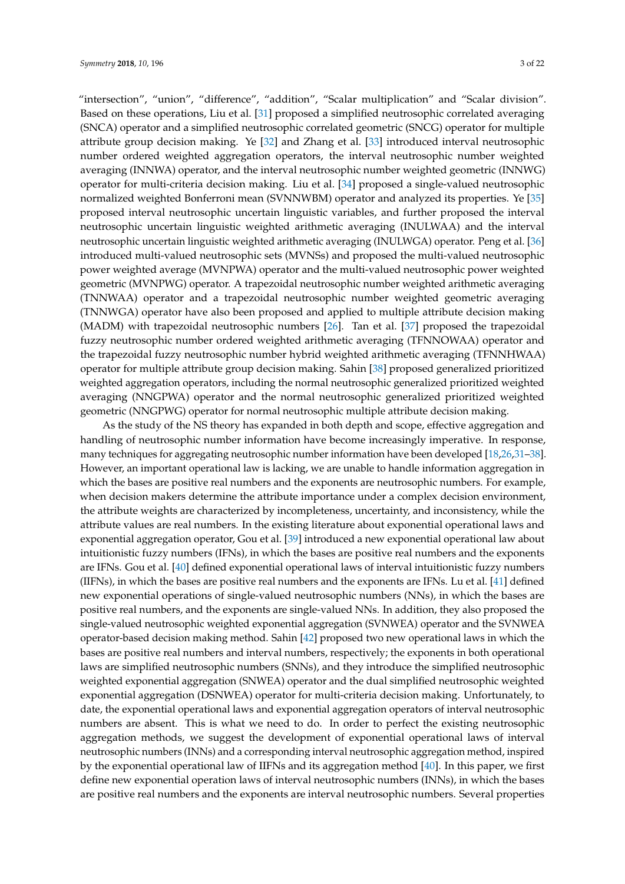"intersection", "union", "difference", "addition", "Scalar multiplication" and "Scalar division". Based on these operations, Liu et al. [31] proposed a simplified neutrosophic correlated averaging (SNCA) operator and a simplified neutrosophic correlated geometric (SNCG) operator for multiple attribute group decision making. Ye [32] and Zhang et al. [33] introduced interval neutrosophic number ordered weighted aggregation operators, the interval neutrosophic number weighted averaging (INNWA) operator, and the interval neutrosophic number weighted geometric (INNWG) operator for multi-criteria decision making. Liu et al. [34] proposed a single-valued neutrosophic normalized weighted Bonferroni mean (SVNNWBM) operator and analyzed its properties. Ye [35] proposed interval neutrosophic uncertain linguistic variables, and further proposed the interval neutrosophic uncertain linguistic weighted arithmetic averaging (INULWAA) and the interval neutrosophic uncertain linguistic weighted arithmetic averaging (INULWGA) operator. Peng et al. [36] introduced multi-valued neutrosophic sets (MVNSs) and proposed the multi-valued neutrosophic power weighted average (MVNPWA) operator and the multi-valued neutrosophic power weighted geometric (MVNPWG) operator. A trapezoidal neutrosophic number weighted arithmetic averaging (TNNWAA) operator and a trapezoidal neutrosophic number weighted geometric averaging (TNNWGA) operator have also been proposed and applied to multiple attribute decision making (MADM) with trapezoidal neutrosophic numbers [26]. Tan et al. [37] proposed the trapezoidal fuzzy neutrosophic number ordered weighted arithmetic averaging (TFNNOWAA) operator and the trapezoidal fuzzy neutrosophic number hybrid weighted arithmetic averaging (TFNNHWAA) operator for multiple attribute group decision making. Sahin [38] proposed generalized prioritized weighted aggregation operators, including the normal neutrosophic generalized prioritized weighted averaging (NNGPWA) operator and the normal neutrosophic generalized prioritized weighted geometric (NNGPWG) operator for normal neutrosophic multiple attribute decision making.

As the study of the NS theory has expanded in both depth and scope, effective aggregation and handling of neutrosophic number information have become increasingly imperative. In response, many techniques for aggregating neutrosophic number information have been developed [18,26,31–38]. However, an important operational law is lacking, we are unable to handle information aggregation in which the bases are positive real numbers and the exponents are neutrosophic numbers. For example, when decision makers determine the attribute importance under a complex decision environment, the attribute weights are characterized by incompleteness, uncertainty, and inconsistency, while the attribute values are real numbers. In the existing literature about exponential operational laws and exponential aggregation operator, Gou et al. [39] introduced a new exponential operational law about intuitionistic fuzzy numbers (IFNs), in which the bases are positive real numbers and the exponents are IFNs. Gou et al. [40] defined exponential operational laws of interval intuitionistic fuzzy numbers (IIFNs), in which the bases are positive real numbers and the exponents are IFNs. Lu et al. [41] defined new exponential operations of single-valued neutrosophic numbers (NNs), in which the bases are positive real numbers, and the exponents are single-valued NNs. In addition, they also proposed the single-valued neutrosophic weighted exponential aggregation (SVNWEA) operator and the SVNWEA operator-based decision making method. Sahin [42] proposed two new operational laws in which the bases are positive real numbers and interval numbers, respectively; the exponents in both operational laws are simplified neutrosophic numbers (SNNs), and they introduce the simplified neutrosophic weighted exponential aggregation (SNWEA) operator and the dual simplified neutrosophic weighted exponential aggregation (DSNWEA) operator for multi-criteria decision making. Unfortunately, to date, the exponential operational laws and exponential aggregation operators of interval neutrosophic numbers are absent. This is what we need to do. In order to perfect the existing neutrosophic aggregation methods, we suggest the development of exponential operational laws of interval neutrosophic numbers (INNs) and a corresponding interval neutrosophic aggregation method, inspired by the exponential operational law of IIFNs and its aggregation method [40]. In this paper, we first define new exponential operation laws of interval neutrosophic numbers (INNs), in which the bases are positive real numbers and the exponents are interval neutrosophic numbers. Several properties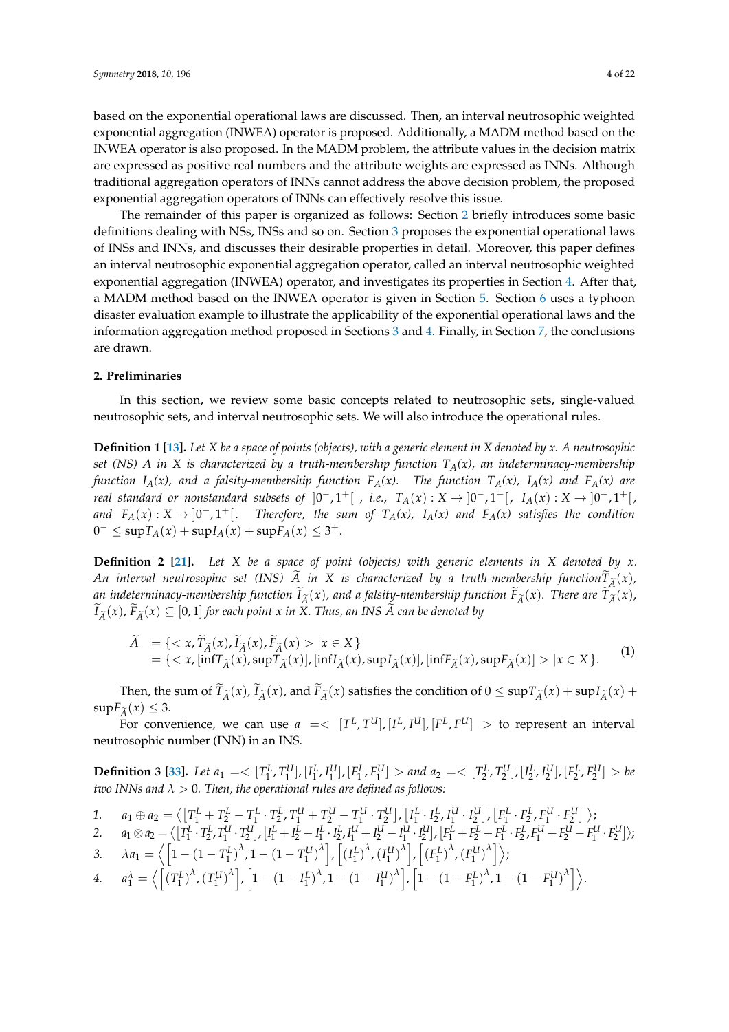based on the exponential operational laws are discussed. Then, an interval neutrosophic weighted exponential aggregation (INWEA) operator is proposed. Additionally, a MADM method based on the INWEA operator is also proposed. In the MADM problem, the attribute values in the decision matrix are expressed as positive real numbers and the attribute weights are expressed as INNs. Although traditional aggregation operators of INNs cannot address the above decision problem, the proposed exponential aggregation operators of INNs can effectively resolve this issue.

The remainder of this paper is organized as follows: Section 2 briefly introduces some basic definitions dealing with NSs, INSs and so on. Section 3 proposes the exponential operational laws of INSs and INNs, and discusses their desirable properties in detail. Moreover, this paper defines an interval neutrosophic exponential aggregation operator, called an interval neutrosophic weighted exponential aggregation (INWEA) operator, and investigates its properties in Section 4. After that, a MADM method based on the INWEA operator is given in Section 5. Section 6 uses a typhoon disaster evaluation example to illustrate the applicability of the exponential operational laws and the information aggregation method proposed in Sections 3 and 4. Finally, in Section 7, the conclusions are drawn.

## 2. Preliminaries

In this section, we review some basic concepts related to neutrosophic sets, single-valued neutrosophic sets, and interval neutrosophic sets. We will also introduce the operational rules.

**Definition 1 [13].** *Let X be a space of points (objects), with a generic element in X denoted by x. A neutrosophic set (NS) A in X is characterized by a truth-membership function $T_A(x)$, an indeterminacy-membership function $I_A(x)$, and a falsity-membership function $F_A(x)$. The function $T_A(x)$, $I_A(x)$ and $F_A(x)$ are real standard or nonstandard subsets of $]0^-, 1^+[$ , i.e., $T_A(x) : X \to ]0^-, 1^+[$, $I_A(x) : X \to ]0^-, 1^+[$, and $F_A(x) : X \to ]0^-, 1^+[$. Therefore, the sum of $T_A(x)$, $I_A(x)$ and $F_A(x)$ satisfies the condition $0^- \le \sup T_A(x) + \sup I_A(x) + \sup F_A(x) \le 3^+$.*

**Definition 2 [21].** *Let X be a space of point (objects) with generic elements in X denoted by x. An interval neutrosophic set (INS) $\widetilde{A}$ in X is characterized by a truth-membership function $\widetilde{T}_{\widetilde{A}}(x)$, an indeterminacy-membership function $\widetilde{I}_{\widetilde{A}}(x)$, and a falsity-membership function $\widetilde{F}_{\widetilde{A}}(x)$. There are $\widetilde{T}_{\widetilde{A}}(x)$, $\widetilde{I}_{\widetilde{A}}(x)$, $\widetilde{F}_{\widetilde{A}}(x) \subseteq [0,1]$ for each point x in X. Thus, an INS $\widetilde{A}$ can be denoted by*

$$
\begin{aligned}
\widetilde{A} &= \{< x, \widetilde{T}_{\widetilde{A}}(x), \widetilde{I}_{\widetilde{A}}(x), \widetilde{F}_{\widetilde{A}}(x) > | x \in X\} \\
&= \{< x, [\inf T_{\widetilde{A}}(x), \sup T_{\widetilde{A}}(x)], [\inf I_{\widetilde{A}}(x), \sup I_{\widetilde{A}}(x)], [\inf F_{\widetilde{A}}(x), \sup F_{\widetilde{A}}(x)] > | x \in X\}.
\end{aligned}
\tag{1}
$$

Then, the sum of $\widetilde{T}_{\widetilde{A}}(x)$, $\widetilde{I}_{\widetilde{A}}(x)$, and $\widetilde{F}_{\widetilde{A}}(x)$ satisfies the condition of $0 \le \sup T_{\widetilde{A}}(x) + \sup I_{\widetilde{A}}(x) + \sup F_{\widetilde{A}}(x) \le 3$.

For convenience, we can use $a = < [T^L, T^U], [I^L, I^U], [F^L, F^U] >$ to represent an interval neutrosophic number (INN) in an INS.

**Definition 3 [33].** *Let $a_1 = < [T_1^L, T_1^U], [I_1^L, I_1^U], [F_1^L, F_1^U] >$ and $a_2 = < [T_2^L, T_2^U], [I_2^L, I_2^U], [F_2^L, F_2^U] >$ be two INNs and $\lambda > 0$. Then, the operational rules are defined as follows:*

1. $a_1 \oplus a_2 = \left\langle \left[T_1^L + T_2^L - T_1^L \cdot T_2^L, T_1^U + T_2^U - T_1^U \cdot T_2^U\right], \left[I_1^L \cdot I_2^L, I_1^U \cdot I_2^U\right], \left[F_1^L \cdot F_2^L, F_1^U \cdot F_2^U\right] \right\rangle$;
2. $a_1 \otimes a_2 = \left\langle \left[T_1^L \cdot T_2^L, T_1^U \cdot T_2^U\right], \left[I_1^L + I_2^L - I_1^L \cdot I_2^L, I_1^U + I_2^U - I_1^U \cdot I_2^U\right], \left[F_1^L + F_2^L - F_1^L \cdot F_2^L, F_1^U + F_2^U - F_1^U \cdot F_2^U\right] \right\rangle$;
3. $\lambda a_1 = \left\langle \left[1 - (1 - T_1^L)^\lambda, 1 - (1 - T_1^U)^\lambda\right], \left[(I_1^L)^\lambda, (I_1^U)^\lambda\right], \left[(F_1^L)^\lambda, (F_1^U)^\lambda\right] \right\rangle$;
4. $a_1^\lambda = \left\langle \left[(T_1^L)^\lambda, (T_1^U)^\lambda\right], \left[1 - (1 - I_1^L)^\lambda, 1 - (1 - I_1^U)^\lambda\right], \left[1 - (1 - F_1^L)^\lambda, 1 - (1 - F_1^U)^\lambda\right] \right\rangle$.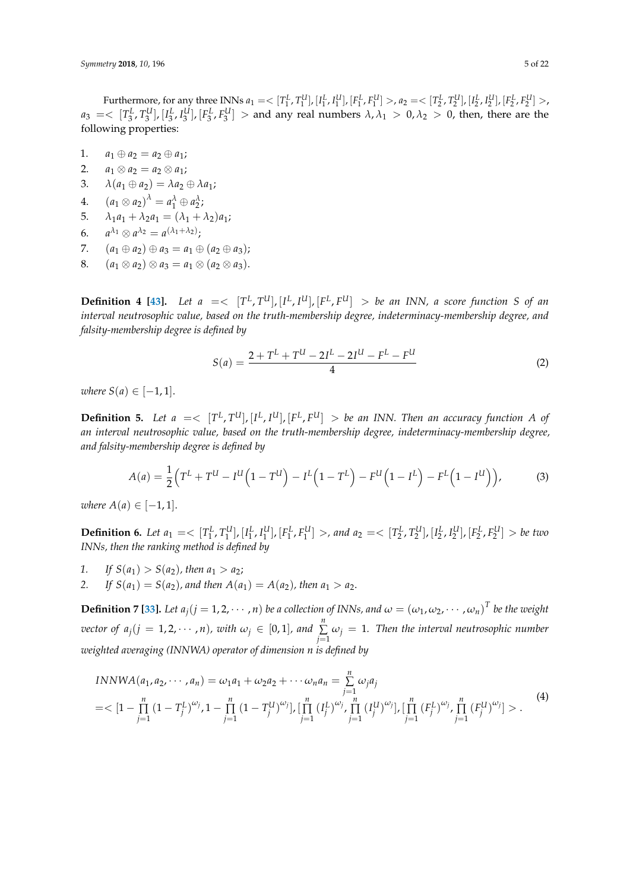Furthermore, for any three INNs $a_1 = < [T_1^L, T_1^U], [I_1^L, I_1^U], [F_1^L, F_1^U] >$, $a_2 = < [T_2^L, T_2^U], [I_2^L, I_2^U], [F_2^L, F_2^U] >$, $a_3 = < [T_3^L, T_3^U], [I_3^L, I_3^U], [F_3^L, F_3^U] >$ and any real numbers $\lambda, \lambda_1 > 0, \lambda_2 > 0$, then, there are the following properties:

1. $a_1 \oplus a_2 = a_2 \oplus a_1$;
2. $a_1 \otimes a_2 = a_2 \otimes a_1$;
3. $\lambda(a_1 \oplus a_2) = \lambda a_2 \oplus \lambda a_1$;
4. $(a_1 \otimes a_2)^\lambda = a_1^\lambda \oplus a_2^\lambda$;
5. $\lambda_1 a_1 + \lambda_2 a_1 = (\lambda_1 + \lambda_2) a_1$;
6. $a^{\lambda_1} \otimes a^{\lambda_2} = a^{(\lambda_1 + \lambda_2)}$;
7. $(a_1 \oplus a_2) \oplus a_3 = a_1 \oplus (a_2 \oplus a_3)$;
8. $(a_1 \otimes a_2) \otimes a_3 = a_1 \otimes (a_2 \otimes a_3)$.

**Definition 4 [43].** *Let $a = < [T^L, T^U], [I^L, I^U], [F^L, F^U] >$ be an INN, a score function S of an interval neutrosophic value, based on the truth-membership degree, indeterminacy-membership degree, and falsity-membership degree is defined by*

$$S(a) = \frac{2 + T^L + T^U - 2I^L - 2I^U - F^L - F^U}{4} \tag{2}$$

*where $S(a) \in [-1, 1]$.*

**Definition 5.** *Let $a = < [T^L, T^U], [I^L, I^U], [F^L, F^U] >$ be an INN. Then an accuracy function A of an interval neutrosophic value, based on the truth-membership degree, indeterminacy-membership degree, and falsity-membership degree is defined by*

$$A(a) = \frac{1}{2}\Big(T^L + T^U - I^U\Big(1 - T^U\Big) - I^L\Big(1 - T^L\Big) - F^U\Big(1 - I^L\Big) - F^L\Big(1 - I^U\Big)\Big), \tag{3}$$

*where $A(a) \in [-1, 1]$.*

**Definition 6.** *Let $a_1 = < [T_1^L, T_1^U], [I_1^L, I_1^U], [F_1^L, F_1^U] >$, and $a_2 = < [T_2^L, T_2^U], [I_2^L, I_2^U], [F_2^L, F_2^U] >$ be two INNs, then the ranking method is defined by*

1. *If $S(a_1) > S(a_2)$, then $a_1 > a_2$;*
2. *If $S(a_1) = S(a_2)$, and then $A(a_1) = A(a_2)$, then $a_1 > a_2$.*

**Definition 7 [33].** *Let $a_j (j = 1, 2, \cdots, n)$ be a collection of INNs, and $\omega = (\omega_1, \omega_2, \cdots, \omega_n)^T$ be the weight vector of $a_j (j = 1, 2, \cdots, n)$, with $\omega_j \in [0, 1]$, and $\sum_{j=1}^{n} \omega_j = 1$. Then the interval neutrosophic number weighted averaging (INNWA) operator of dimension n is defined by*

$$\begin{aligned} &INNWA(a_1, a_2, \cdots, a_n) = \omega_1 a_1 + \omega_2 a_2 + \cdots \omega_n a_n = \sum_{j=1}^{n} \omega_j a_j \\ &= < [1 - \prod_{j=1}^{n} (1 - T_j^L)^{\omega_j}, 1 - \prod_{j=1}^{n} (1 - T_j^U)^{\omega_j}], [\prod_{j=1}^{n} (I_j^L)^{\omega_j}, \prod_{j=1}^{n} (I_j^U)^{\omega_j}], [\prod_{j=1}^{n} (F_j^L)^{\omega_j}, \prod_{j=1}^{n} (F_j^U)^{\omega_j}] > . \end{aligned} \tag{4}$$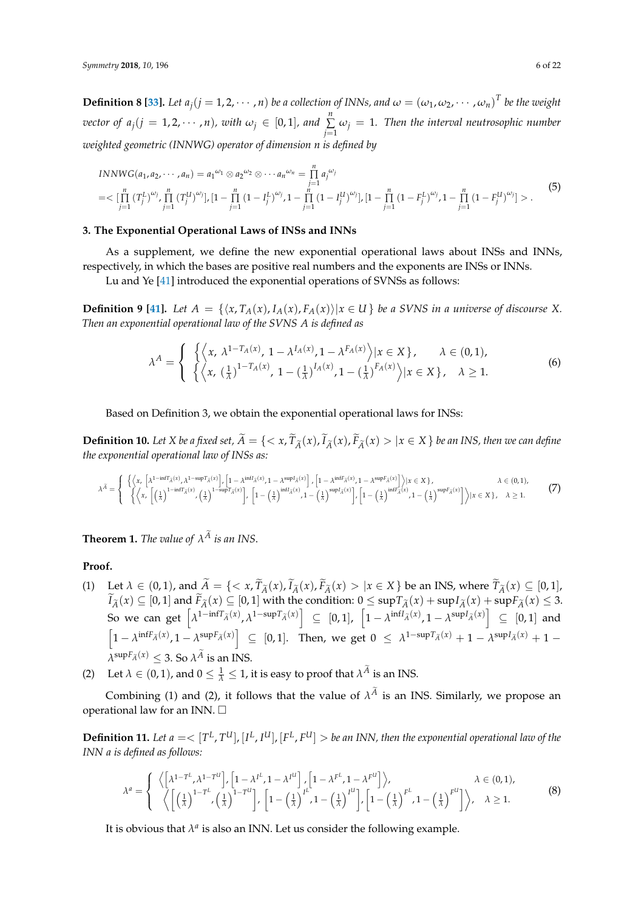**Definition 8 [33].** *Let $a_j (j = 1, 2, \cdots, n)$ be a collection of INNs, and $\omega = (\omega_1, \omega_2, \cdots, \omega_n)^T$ be the weight vector of $a_j (j = 1, 2, \cdots, n)$, with $\omega_j \in [0,1]$, and $\sum_{j=1}^{n} \omega_j = 1$. Then the interval neutrosophic number weighted geometric (INNWG) operator of dimension n is defined by*

$$
\begin{aligned}
& INNWG(a_1, a_2, \cdots, a_n) = a_1{}^{\omega_1} \otimes a_2{}^{\omega_2} \otimes \cdots a_n{}^{\omega_n} = \prod_{j=1}^{n} a_j{}^{\omega_j} \\
& = < [\prod_{j=1}^{n} (T_j^L)^{\omega_j}, \prod_{j=1}^{n} (T_j^U)^{\omega_j}], [1 - \prod_{j=1}^{n} (1 - I_j^L)^{\omega_j}, 1 - \prod_{j=1}^{n} (1 - I_j^U)^{\omega_j}], [1 - \prod_{j=1}^{n} (1 - F_j^L)^{\omega_j}, 1 - \prod_{j=1}^{n} (1 - F_j^U)^{\omega_j}] > .
\end{aligned}
\tag{5}
$$

### 3. The Exponential Operational Laws of INSs and INNs

As a supplement, we define the new exponential operational laws about INSs and INNs, respectively, in which the bases are positive real numbers and the exponents are INSs or INNs.

Lu and Ye [41] introduced the exponential operations of SVNSs as follows:

**Definition 9 [41].** *Let $A = \{\langle x, T_A(x), I_A(x), F_A(x)\rangle | x \in U\}$ be a SVNS in a universe of discourse X. Then an exponential operational law of the SVNS A is defined as*

$$
\lambda^A = \begin{cases} \left\{ \left\langle x,\ \lambda^{1-T_A(x)}, 1 - \lambda^{I_A(x)}, 1 - \lambda^{F_A(x)} \right\rangle | x \in X \right\}, & \lambda \in (0,1), \\ \left\{ \left\langle x,\ (\frac{1}{\lambda})^{1-T_A(x)},\ 1 - (\frac{1}{\lambda})^{I_A(x)}, 1 - (\frac{1}{\lambda})^{F_A(x)} \right\rangle | x \in X \right\}, & \lambda \geq 1. \end{cases}
\tag{6}
$$

Based on Definition 3, we obtain the exponential operational laws for INSs:

**Definition 10.** *Let X be a fixed set, $\widetilde{A} = \{< x, \widetilde{T}_{\widetilde{A}}(x), \widetilde{I}_{\widetilde{A}}(x), \widetilde{F}_{\widetilde{A}}(x) > | x \in X\}$ be an INS, then we can define the exponential operational law of INSs as:*

$$
\lambda^{\widetilde{A}} = \begin{cases} \left\{ \left\langle x, \left[\lambda^{1-\inf T_{\widetilde{A}}(x)}, \lambda^{1-\sup T_{\widetilde{A}}(x)}\right], \left[1 - \lambda^{\inf I_{\widetilde{A}}(x)}, 1 - \lambda^{\sup I_{\widetilde{A}}(x)}\right], \left[1 - \lambda^{\inf F_{\widetilde{A}}(x)}, 1 - \lambda^{\sup F_{\widetilde{A}}(x)}\right] \right\rangle | x \in X \right\}, & \lambda \in (0,1), \\ \left\{ \left\langle x, \left[\left(\frac{1}{\lambda}\right)^{1-\inf T_{\widetilde{A}}(x)}, \left(\frac{1}{\lambda}\right)^{1-\sup T_{\widetilde{A}}(x)}\right], \left[1 - \left(\frac{1}{\lambda}\right)^{\inf I_{\widetilde{A}}(x)}, 1 - \left(\frac{1}{\lambda}\right)^{\sup I_{\widetilde{A}}(x)}\right], \left[1 - \left(\frac{1}{\lambda}\right)^{\inf F_{\widetilde{A}}(x)}, 1 - \left(\frac{1}{\lambda}\right)^{\sup F_{\widetilde{A}}(x)}\right] \right\rangle | x \in X \right\}, & \lambda \geq 1. \end{cases}
\tag{7}
$$

**Theorem 1.** *The value of $\lambda^{\widetilde{A}}$ is an INS.*

**Proof.**

(1) Let $\lambda \in (0,1)$, and $\widetilde{A} = \{< x, \widetilde{T}_{\widetilde{A}}(x), \widetilde{I}_{\widetilde{A}}(x), \widetilde{F}_{\widetilde{A}}(x) > | x \in X\}$ be an INS, where $\widetilde{T}_{\widetilde{A}}(x) \subseteq [0,1]$, $\widetilde{I}_{\widetilde{A}}(x) \subseteq [0,1]$ and $\widetilde{F}_{\widetilde{A}}(x) \subseteq [0,1]$ with the condition: $0 \leq \sup T_{\widetilde{A}}(x) + \sup I_{\widetilde{A}}(x) + \sup F_{\widetilde{A}}(x) \leq 3$. So we can get $\left[\lambda^{1-\inf T_{\widetilde{A}}(x)}, \lambda^{1-\sup T_{\widetilde{A}}(x)}\right] \subseteq [0,1]$, $\left[1 - \lambda^{\inf I_{\widetilde{A}}(x)}, 1 - \lambda^{\sup I_{\widetilde{A}}(x)}\right] \subseteq [0,1]$ and $\left[1 - \lambda^{\inf F_{\widetilde{A}}(x)}, 1 - \lambda^{\sup F_{\widetilde{A}}(x)}\right] \subseteq [0,1]$. Then, we get $0 \leq \lambda^{1-\sup T_{\widetilde{A}}(x)} + 1 - \lambda^{\sup I_{\widetilde{A}}(x)} + 1 - \lambda^{\sup F_{\widetilde{A}}(x)} \leq 3$. So $\lambda^{\widetilde{A}}$ is an INS.

(2) Let $\lambda \in (0,1)$, and $0 \leq \frac{1}{\lambda} \leq 1$, it is easy to proof that $\lambda^{\widetilde{A}}$ is an INS.

Combining (1) and (2), it follows that the value of $\lambda^{\widetilde{A}}$ is an INS. Similarly, we propose an operational law for an INN. □

**Definition 11.** *Let $a =< [T^L, T^U], [I^L, I^U], [F^L, F^U] >$ be an INN, then the exponential operational law of the INN a is defined as follows:*

$$
\lambda^a = \begin{cases} \left\langle \left[\lambda^{1-T^L}, \lambda^{1-T^U}\right], \left[1 - \lambda^{I^L}, 1 - \lambda^{I^U}\right], \left[1 - \lambda^{F^L}, 1 - \lambda^{F^U}\right] \right\rangle, & \lambda \in (0,1), \\ \left\langle \left[\left(\frac{1}{\lambda}\right)^{1-T^L}, \left(\frac{1}{\lambda}\right)^{1-T^U}\right], \left[1 - \left(\frac{1}{\lambda}\right)^{I^L}, 1 - \left(\frac{1}{\lambda}\right)^{I^U}\right], \left[1 - \left(\frac{1}{\lambda}\right)^{F^L}, 1 - \left(\frac{1}{\lambda}\right)^{F^U}\right] \right\rangle, & \lambda \geq 1. \end{cases}
\tag{8}
$$

It is obvious that $\lambda^a$ is also an INN. Let us consider the following example.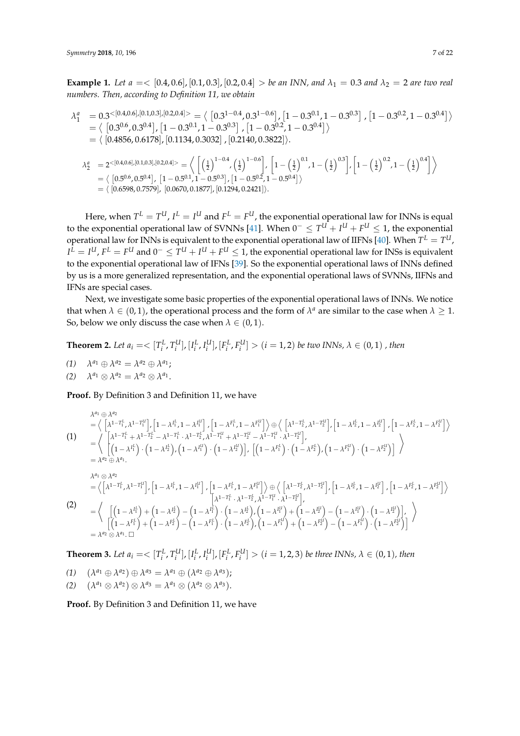**Example 1.** *Let $a = < [0.4, 0.6], [0.1, 0.3], [0.2, 0.4] >$ be an INN, and $\lambda_1 = 0.3$ and $\lambda_2 = 2$ are two real numbers. Then, according to Definition 11, we obtain*

$$\begin{aligned}
\lambda_1^a &= 0.3^{<[0.4,0.6],[0.1,0.3],[0.2,0.4]>} = \left\langle \left[0.3^{1-0.4}, 0.3^{1-0.6}\right], \left[1-0.3^{0.1}, 1-0.3^{0.3}\right], \left[1-0.3^{0.2}, 1-0.3^{0.4}\right] \right\rangle \\
&= \left\langle \left[0.3^{0.6}, 0.3^{0.4}\right], \left[1-0.3^{0.1}, 1-0.3^{0.3}\right], \left[1-0.3^{0.2}, 1-0.3^{0.4}\right] \right\rangle \\
&= \langle [0.4856, 0.6178], [0.1134, 0.3032], [0.2140, 0.3822] \rangle.
\end{aligned}$$

$$\begin{aligned}
\lambda_2^a &= 2^{<[0.4,0.6],[0.1,0.3],[0.2,0.4]>} = \left\langle \left[\left(\tfrac{1}{2}\right)^{1-0.4}, \left(\tfrac{1}{2}\right)^{1-0.6}\right], \left[1-\left(\tfrac{1}{2}\right)^{0.1}, 1-\left(\tfrac{1}{2}\right)^{0.3}\right], \left[1-\left(\tfrac{1}{2}\right)^{0.2}, 1-\left(\tfrac{1}{2}\right)^{0.4}\right] \right\rangle \\
&= \left\langle \left[0.5^{0.6}, 0.5^{0.4}\right], \left[1-0.5^{0.1}, 1-0.5^{0.3}\right], \left[1-0.5^{0.2}, 1-0.5^{0.4}\right] \right\rangle \\
&= \langle [0.6598, 0.7579], [0.0670, 0.1877], [0.1294, 0.2421] \rangle.
\end{aligned}$$

Here, when $T^L = T^U$, $I^L = I^U$ and $F^L = F^U$, the exponential operational law for INNs is equal to the exponential operational law of SVNNs [41]. When $0^- \leq T^U + I^U + F^U \leq 1$, the exponential operational law for INNs is equivalent to the exponential operational law of IIFNs [40]. When $T^L = T^U$, $I^L = I^U$, $F^L = F^U$ and $0^- \leq T^U + I^U + F^U \leq 1$, the exponential operational law for INSs is equivalent to the exponential operational law of IFNs [39]. So the exponential operational laws of INNs defined by us is a more generalized representation, and the exponential operational laws of SVNNs, IIFNs and IFNs are special cases.

Next, we investigate some basic properties of the exponential operational laws of INNs. We notice that when $\lambda \in (0, 1)$, the operational process and the form of $\lambda^a$ are similar to the case when $\lambda \geq 1$. So, below we only discuss the case when $\lambda \in (0, 1)$.

**Theorem 2.** *Let $a_i = < [T_i^L, T_i^U], [I_i^L, I_i^U], [F_i^L, F_i^U] > (i = 1, 2)$ be two INNs, $\lambda \in (0, 1)$ , then*

*(1)* $\lambda^{a_1} \oplus \lambda^{a_2} = \lambda^{a_2} \oplus \lambda^{a_1}$;
*(2)* $\lambda^{a_1} \otimes \lambda^{a_2} = \lambda^{a_2} \otimes \lambda^{a_1}$.

**Proof.** By Definition 3 and Definition 11, we have

$$(1)\quad \begin{aligned}
&\lambda^{a_1} \oplus \lambda^{a_2} \\
&= \left\langle \left[\lambda^{1-T_1^L}, \lambda^{1-T_1^U}\right], \left[1-\lambda^{I_1^L}, 1-\lambda^{I_1^U}\right], \left[1-\lambda^{F_1^L}, 1-\lambda^{F_1^U}\right] \right\rangle \oplus \left\langle \left[\lambda^{1-T_2^L}, \lambda^{1-T_2^U}\right], \left[1-\lambda^{I_2^L}, 1-\lambda^{I_2^U}\right], \left[1-\lambda^{F_2^L}, 1-\lambda^{F_2^U}\right] \right\rangle \\
&= \left\langle \begin{array}{l} \left[\lambda^{1-T_1^L} + \lambda^{1-T_2^L} - \lambda^{1-T_1^L} \cdot \lambda^{1-T_2^L}, \lambda^{1-T_1^U} + \lambda^{1-T_2^U} - \lambda^{1-T_1^U} \cdot \lambda^{1-T_2^U}\right], \\ \left[\left(1-\lambda^{I_1^L}\right) \cdot \left(1-\lambda^{I_2^L}\right), \left(1-\lambda^{I_1^U}\right) \cdot \left(1-\lambda^{I_2^U}\right)\right], \left[\left(1-\lambda^{F_1^L}\right) \cdot \left(1-\lambda^{F_2^L}\right), \left(1-\lambda^{F_1^U}\right) \cdot \left(1-\lambda^{F_2^U}\right)\right] \end{array} \right\rangle \\
&= \lambda^{a_2} \oplus \lambda^{a_1}.
\end{aligned}$$

$$(2)\quad \begin{aligned}
&\lambda^{a_1} \otimes \lambda^{a_2} \\
&= \left\langle \left[\lambda^{1-T_1^L}, \lambda^{1-T_1^U}\right], \left[1-\lambda^{I_1^L}, 1-\lambda^{I_1^U}\right], \left[1-\lambda^{F_1^L}, 1-\lambda^{F_1^U}\right] \right\rangle \oplus \left\langle \left[\lambda^{1-T_2^L}, \lambda^{1-T_2^U}\right], \left[1-\lambda^{I_2^L}, 1-\lambda^{I_2^U}\right], \left[1-\lambda^{F_2^L}, 1-\lambda^{F_2^U}\right] \right\rangle \\
&= \left\langle \begin{array}{l} \left[\lambda^{1-T_1^L} \cdot \lambda^{1-T_2^L}, \lambda^{1-T_1^U} \cdot \lambda^{1-T_2^U}\right], \\ \left[\left(1-\lambda^{I_1^L}\right) + \left(1-\lambda^{I_2^L}\right) - \left(1-\lambda^{I_1^L}\right) \cdot \left(1-\lambda^{I_2^L}\right), \left(1-\lambda^{I_1^U}\right) + \left(1-\lambda^{I_2^U}\right) - \left(1-\lambda^{I_1^U}\right) \cdot \left(1-\lambda^{I_2^U}\right)\right], \\ \left[\left(1-\lambda^{F_1^L}\right) + \left(1-\lambda^{F_2^L}\right) - \left(1-\lambda^{F_1^L}\right) \cdot \left(1-\lambda^{F_2^L}\right), \left(1-\lambda^{F_1^U}\right) + \left(1-\lambda^{F_2^U}\right) - \left(1-\lambda^{F_1^U}\right) \cdot \left(1-\lambda^{F_2^U}\right)\right] \end{array} \right\rangle \\
&= \lambda^{a_2} \otimes \lambda^{a_1}. \square
\end{aligned}$$

**Theorem 3.** *Let $a_i = < [T_i^L, T_i^U], [I_i^L, I_i^U], [F_i^L, F_i^U] > (i = 1, 2, 3)$ be three INNs, $\lambda \in (0, 1)$, then*

*(1)* $(\lambda^{a_1} \oplus \lambda^{a_2}) \oplus \lambda^{a_3} = \lambda^{a_1} \oplus (\lambda^{a_2} \oplus \lambda^{a_3})$;
*(2)* $(\lambda^{a_1} \otimes \lambda^{a_2}) \otimes \lambda^{a_3} = \lambda^{a_1} \otimes (\lambda^{a_2} \otimes \lambda^{a_3})$.

**Proof.** By Definition 3 and Definition 11, we have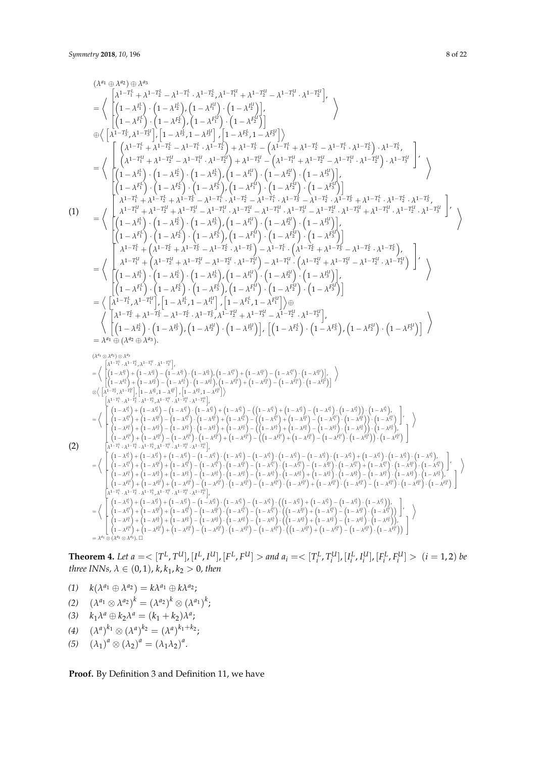$$
\begin{aligned}
&(\lambda^{a_1} \oplus \lambda^{a_2}) \oplus \lambda^{a_3} \\
&= \left\langle \begin{array}{l}
\left[\lambda^{1-T_1^L} + \lambda^{1-T_2^L} - \lambda^{1-T_1^L} \cdot \lambda^{1-T_2^L}, \lambda^{1-T_1^U} + \lambda^{1-T_2^U} - \lambda^{1-T_1^U} \cdot \lambda^{1-T_2^U}\right], \\
\left[\left(1-\lambda^{I_1^L}\right) \cdot \left(1-\lambda^{I_2^L}\right), \left(1-\lambda^{I_1^U}\right) \cdot \left(1-\lambda^{I_2^U}\right)\right], \\
\left[\left(1-\lambda^{F_1^L}\right) \cdot \left(1-\lambda^{F_2^L}\right), \left(1-\lambda^{F_1^U}\right) \cdot \left(1-\lambda^{F_2^U}\right)\right]
\end{array} \right\rangle \\
&\oplus \left\langle \left[\lambda^{1-T_3^L}, \lambda^{1-T_3^U}\right], \left[1-\lambda^{I_3^L}, 1-\lambda^{I_3^U}\right], \left[1-\lambda^{F_3^L}, 1-\lambda^{F_3^U}\right] \right\rangle \\
&= \left\langle \begin{array}{l}
\left[ \begin{array}{l}
\left(\lambda^{1-T_1^L} + \lambda^{1-T_2^L} - \lambda^{1-T_1^L} \cdot \lambda^{1-T_2^L}\right) + \lambda^{1-T_3^L} - \left(\lambda^{1-T_1^L} + \lambda^{1-T_2^L} - \lambda^{1-T_1^L} \cdot \lambda^{1-T_2^L}\right) \cdot \lambda^{1-T_3^L}, \\
\left(\lambda^{1-T_1^U} + \lambda^{1-T_2^U} - \lambda^{1-T_1^U} \cdot \lambda^{1-T_2^U}\right) + \lambda^{1-T_3^U} - \left(\lambda^{1-T_1^U} + \lambda^{1-T_2^U} - \lambda^{1-T_1^U} \cdot \lambda^{1-T_2^U}\right) \cdot \lambda^{1-T_3^U}
\end{array} \right], \\
\left[\left(1-\lambda^{I_1^L}\right) \cdot \left(1-\lambda^{I_2^L}\right) \cdot \left(1-\lambda^{I_3^L}\right), \left(1-\lambda^{I_1^U}\right) \cdot \left(1-\lambda^{I_2^U}\right) \cdot \left(1-\lambda^{I_3^U}\right)\right], \\
\left[\left(1-\lambda^{F_1^L}\right) \cdot \left(1-\lambda^{F_2^L}\right) \cdot \left(1-\lambda^{F_3^L}\right), \left(1-\lambda^{F_1^U}\right) \cdot \left(1-\lambda^{F_2^U}\right) \cdot \left(1-\lambda^{F_3^U}\right)\right]
\end{array} \right\rangle \\
(1) \quad &= \left\langle \begin{array}{l}
\left[ \begin{array}{l}
\lambda^{1-T_1^L} + \lambda^{1-T_2^L} + \lambda^{1-T_3^L} - \lambda^{1-T_1^L} \cdot \lambda^{1-T_2^L} - \lambda^{1-T_1^L} \cdot \lambda^{1-T_3^L} - \lambda^{1-T_2^L} \cdot \lambda^{1-T_3^L} + \lambda^{1-T_1^L} \cdot \lambda^{1-T_2^L} \cdot \lambda^{1-T_3^L}, \\
\lambda^{1-T_1^U} + \lambda^{1-T_2^U} + \lambda^{1-T_3^U} - \lambda^{1-T_1^U} \cdot \lambda^{1-T_2^U} - \lambda^{1-T_1^U} \cdot \lambda^{1-T_3^U} - \lambda^{1-T_2^U} \cdot \lambda^{1-T_3^U} + \lambda^{1-T_1^U} \cdot \lambda^{1-T_2^U} \cdot \lambda^{1-T_3^U}
\end{array} \right], \\
\left[\left(1-\lambda^{I_1^L}\right) \cdot \left(1-\lambda^{I_2^L}\right) \cdot \left(1-\lambda^{I_3^L}\right), \left(1-\lambda^{I_1^U}\right) \cdot \left(1-\lambda^{I_2^U}\right) \cdot \left(1-\lambda^{I_3^U}\right)\right], \\
\left[\left(1-\lambda^{F_1^L}\right) \cdot \left(1-\lambda^{F_2^L}\right) \cdot \left(1-\lambda^{F_3^L}\right), \left(1-\lambda^{F_1^U}\right) \cdot \left(1-\lambda^{F_2^U}\right) \cdot \left(1-\lambda^{F_3^U}\right)\right]
\end{array} \right\rangle \\
&= \left\langle \begin{array}{l}
\left[ \begin{array}{l}
\lambda^{1-T_1^L} + \left(\lambda^{1-T_2^L} + \lambda^{1-T_3^L} - \lambda^{1-T_2^L} \cdot \lambda^{1-T_3^L}\right) - \lambda^{1-T_1^L} \cdot \left(\lambda^{1-T_2^L} + \lambda^{1-T_3^L} - \lambda^{1-T_2^L} \cdot \lambda^{1-T_3^L}\right), \\
\lambda^{1-T_1^U} + \left(\lambda^{1-T_2^U} + \lambda^{1-T_3^U} - \lambda^{1-T_2^U} \cdot \lambda^{1-T_3^U}\right) - \lambda^{1-T_1^U} \cdot \left(\lambda^{1-T_2^U} + \lambda^{1-T_3^U} - \lambda^{1-T_2^U} \cdot \lambda^{1-T_3^U}\right)
\end{array} \right], \\
\left[\left(1-\lambda^{I_1^L}\right) \cdot \left(1-\lambda^{I_2^L}\right) \cdot \left(1-\lambda^{I_3^L}\right), \left(1-\lambda^{I_1^U}\right) \cdot \left(1-\lambda^{I_2^U}\right) \cdot \left(1-\lambda^{I_3^U}\right)\right], \\
\left[\left(1-\lambda^{F_1^L}\right) \cdot \left(1-\lambda^{F_2^L}\right) \cdot \left(1-\lambda^{F_3^L}\right), \left(1-\lambda^{F_1^U}\right) \cdot \left(1-\lambda^{F_2^U}\right) \cdot \left(1-\lambda^{F_3^U}\right)\right]
\end{array} \right\rangle \\
&= \left\langle \left[\lambda^{1-T_1^L}, \lambda^{1-T_1^U}\right], \left[1-\lambda^{I_1^L}, 1-\lambda^{I_1^U}\right], \left[1-\lambda^{F_1^L}, 1-\lambda^{F_1^U}\right] \right\rangle \oplus \\
&\left\langle \begin{array}{l}
\left[\lambda^{1-T_2^L} + \lambda^{1-T_3^L} - \lambda^{1-T_2^L} \cdot \lambda^{1-T_3^L}, \lambda^{1-T_2^U} + \lambda^{1-T_3^U} - \lambda^{1-T_2^U} \cdot \lambda^{1-T_3^U}\right], \\
\left[\left(1-\lambda^{I_2^L}\right) \cdot \left(1-\lambda^{I_3^L}\right), \left(1-\lambda^{I_2^U}\right) \cdot \left(1-\lambda^{I_3^U}\right)\right], \left[\left(1-\lambda^{F_2^L}\right) \cdot \left(1-\lambda^{F_3^L}\right), \left(1-\lambda^{F_2^U}\right) \cdot \left(1-\lambda^{F_3^U}\right)\right]
\end{array} \right\rangle \\
&= \lambda^{a_1} \oplus (\lambda^{a_2} \oplus \lambda^{a_3}).
\end{aligned}
$$

$$
\begin{aligned}
&(\lambda^{a_1} \otimes \lambda^{a_2}) \otimes \lambda^{a_3} \\
&= \left\langle \begin{array}{l}
\left[\lambda^{1-T_1^L} \cdot \lambda^{1-T_2^L}, \lambda^{1-T_1^U} \cdot \lambda^{1-T_2^U}\right], \\
\left[\left(1-\lambda^{I_1^L}\right) + \left(1-\lambda^{I_2^L}\right) - \left(1-\lambda^{I_1^L}\right) \cdot \left(1-\lambda^{I_2^L}\right), \left(1-\lambda^{I_1^U}\right) + \left(1-\lambda^{I_2^U}\right) - \left(1-\lambda^{I_1^U}\right) \cdot \left(1-\lambda^{I_2^U}\right)\right], \\
\left[\left(1-\lambda^{F_1^L}\right) + \left(1-\lambda^{F_2^L}\right) - \left(1-\lambda^{F_1^L}\right) \cdot \left(1-\lambda^{F_2^L}\right), \left(1-\lambda^{F_1^U}\right) + \left(1-\lambda^{F_2^U}\right) - \left(1-\lambda^{F_1^U}\right) \cdot \left(1-\lambda^{F_2^U}\right)\right]
\end{array} \right\rangle \\
&\otimes \left\langle \left[\lambda^{1-T_3^L}, \lambda^{1-T_3^U}\right], \left[1-\lambda^{I_3^L}, 1-\lambda^{I_3^U}\right], \left[1-\lambda^{F_3^L}, 1-\lambda^{F_3^U}\right] \right\rangle \\
&= \left\langle \begin{array}{l}
\left[\lambda^{1-T_1^L} \cdot \lambda^{1-T_2^L} \cdot \lambda^{1-T_3^L}, \lambda^{1-T_1^U} \cdot \lambda^{1-T_2^U} \cdot \lambda^{1-T_3^U}\right], \\
\left[ \begin{array}{l}
\left(1-\lambda^{I_1^L}\right) + \left(1-\lambda^{I_2^L}\right) - \left(1-\lambda^{I_1^L}\right) \cdot \left(1-\lambda^{I_2^L}\right) + \left(1-\lambda^{I_3^L}\right) - \left(\left(1-\lambda^{I_1^L}\right) + \left(1-\lambda^{I_2^L}\right) - \left(1-\lambda^{I_1^L}\right) \cdot \left(1-\lambda^{I_2^L}\right)\right) \cdot \left(1-\lambda^{I_3^L}\right), \\
\left(1-\lambda^{I_1^U}\right) + \left(1-\lambda^{I_2^U}\right) - \left(1-\lambda^{I_1^U}\right) \cdot \left(1-\lambda^{I_2^U}\right) + \left(1-\lambda^{I_3^U}\right) - \left(\left(1-\lambda^{I_1^U}\right) + \left(1-\lambda^{I_2^U}\right) - \left(1-\lambda^{I_1^U}\right) \cdot \left(1-\lambda^{I_2^U}\right)\right) \cdot \left(1-\lambda^{I_3^U}\right)
\end{array} \right], \\
\left[ \begin{array}{l}
\left(1-\lambda^{F_1^L}\right) + \left(1-\lambda^{F_2^L}\right) - \left(1-\lambda^{F_1^L}\right) \cdot \left(1-\lambda^{F_2^L}\right) + \left(1-\lambda^{F_3^L}\right) - \left(\left(1-\lambda^{F_1^L}\right) + \left(1-\lambda^{F_2^L}\right) - \left(1-\lambda^{F_1^L}\right) \cdot \left(1-\lambda^{F_2^L}\right)\right) \cdot \left(1-\lambda^{F_3^L}\right), \\
\left(1-\lambda^{F_1^U}\right) + \left(1-\lambda^{F_2^U}\right) - \left(1-\lambda^{F_1^U}\right) \cdot \left(1-\lambda^{F_2^U}\right) + \left(1-\lambda^{F_3^U}\right) - \left(\left(1-\lambda^{F_1^U}\right) + \left(1-\lambda^{F_2^U}\right) - \left(1-\lambda^{F_1^U}\right) \cdot \left(1-\lambda^{F_2^U}\right)\right) \cdot \left(1-\lambda^{F_3^U}\right)
\end{array} \right]
\end{array} \right\rangle \\
(2) \quad &= \left\langle \begin{array}{l}
\left[\lambda^{1-T_1^L} \cdot \lambda^{1-T_2^L} \cdot \lambda^{1-T_3^L}, \lambda^{1-T_1^U} \cdot \lambda^{1-T_2^U} \cdot \lambda^{1-T_3^U}\right], \\
\left[ \begin{array}{l}
\left(1-\lambda^{I_1^L}\right) + \left(1-\lambda^{I_2^L}\right) + \left(1-\lambda^{I_3^L}\right) - \left(1-\lambda^{I_1^L}\right) \cdot \left(1-\lambda^{I_2^L}\right) - \left(1-\lambda^{I_1^L}\right) \cdot \left(1-\lambda^{I_3^L}\right) - \left(1-\lambda^{I_2^L}\right) \cdot \left(1-\lambda^{I_3^L}\right) + \left(1-\lambda^{I_1^L}\right) \cdot \left(1-\lambda^{I_2^L}\right) \cdot \left(1-\lambda^{I_3^L}\right), \\
\left(1-\lambda^{I_1^U}\right) + \left(1-\lambda^{I_2^U}\right) + \left(1-\lambda^{I_3^U}\right) - \left(1-\lambda^{I_1^U}\right) \cdot \left(1-\lambda^{I_2^U}\right) - \left(1-\lambda^{I_1^U}\right) \cdot \left(1-\lambda^{I_3^U}\right) - \left(1-\lambda^{I_2^U}\right) \cdot \left(1-\lambda^{I_3^U}\right) + \left(1-\lambda^{I_1^U}\right) \cdot \left(1-\lambda^{I_2^U}\right) \cdot \left(1-\lambda^{I_3^U}\right)
\end{array} \right], \\
\left[ \begin{array}{l}
\left(1-\lambda^{F_1^L}\right) + \left(1-\lambda^{F_2^L}\right) + \left(1-\lambda^{F_3^L}\right) - \left(1-\lambda^{F_1^L}\right) \cdot \left(1-\lambda^{F_2^L}\right) - \left(1-\lambda^{F_1^L}\right) \cdot \left(1-\lambda^{F_3^L}\right) + \left(1-\lambda^{F_2^L}\right) \cdot \left(1-\lambda^{F_3^L}\right) - \left(1-\lambda^{F_1^L}\right) \cdot \left(1-\lambda^{F_2^L}\right) \cdot \left(1-\lambda^{F_3^L}\right), \\
\left(1-\lambda^{F_1^U}\right) + \left(1-\lambda^{F_2^U}\right) + \left(1-\lambda^{F_3^U}\right) - \left(1-\lambda^{F_1^U}\right) \cdot \left(1-\lambda^{F_2^U}\right) - \left(1-\lambda^{F_1^U}\right) \cdot \left(1-\lambda^{F_3^U}\right) + \left(1-\lambda^{F_2^U}\right) \cdot \left(1-\lambda^{F_3^U}\right) - \left(1-\lambda^{F_1^U}\right) \cdot \left(1-\lambda^{F_2^U}\right) \cdot \left(1-\lambda^{F_3^U}\right)
\end{array} \right]
\end{array} \right\rangle \\
&= \left\langle \begin{array}{l}
\left[\lambda^{1-T_1^L} \cdot \lambda^{1-T_2^L} \cdot \lambda^{1-T_3^L}, \lambda^{1-T_1^U} \cdot \lambda^{1-T_2^U} \cdot \lambda^{1-T_3^U}\right], \\
\left[ \begin{array}{l}
\left(1-\lambda^{I_1^L}\right) + \left(1-\lambda^{I_2^L}\right) + \left(1-\lambda^{I_3^L}\right) - \left(1-\lambda^{I_2^L}\right) \cdot \left(1-\lambda^{I_3^L}\right) - \left(1-\lambda^{I_1^L}\right) \cdot \left(\left(1-\lambda^{I_2^L}\right) + \left(1-\lambda^{I_3^L}\right) - \left(1-\lambda^{I_2^L}\right) \cdot \left(1-\lambda^{I_3^L}\right)\right), \\
\left(1-\lambda^{I_1^U}\right) + \left(1-\lambda^{I_2^U}\right) + \left(1-\lambda^{I_3^U}\right) - \left(1-\lambda^{I_2^U}\right) \cdot \left(1-\lambda^{I_3^U}\right) - \left(1-\lambda^{I_1^U}\right) \cdot \left(\left(1-\lambda^{I_2^U}\right) + \left(1-\lambda^{I_3^U}\right) - \left(1-\lambda^{I_2^U}\right) \cdot \left(1-\lambda^{I_3^U}\right)\right)
\end{array} \right], \\
\left[ \begin{array}{l}
\left(1-\lambda^{F_1^L}\right) + \left(1-\lambda^{F_2^L}\right) + \left(1-\lambda^{F_3^L}\right) - \left(1-\lambda^{F_2^L}\right) \cdot \left(1-\lambda^{F_3^L}\right) - \left(1-\lambda^{F_1^L}\right) \cdot \left(\left(1-\lambda^{F_2^L}\right) + \left(1-\lambda^{F_3^L}\right) - \left(1-\lambda^{F_2^L}\right) \cdot \left(1-\lambda^{F_3^L}\right)\right), \\
\left(1-\lambda^{F_1^U}\right) + \left(1-\lambda^{F_2^U}\right) + \left(1-\lambda^{F_3^U}\right) - \left(1-\lambda^{F_2^U}\right) \cdot \left(1-\lambda^{F_3^U}\right) - \left(1-\lambda^{F_1^U}\right) \cdot \left(\left(1-\lambda^{F_2^U}\right) + \left(1-\lambda^{F_3^U}\right) - \left(1-\lambda^{F_2^U}\right) \cdot \left(1-\lambda^{F_3^U}\right)\right)
\end{array} \right]
\end{array} \right\rangle \\
&= \lambda^{a_1} \otimes (\lambda^{a_2} \otimes \lambda^{a_3}). \ \square
\end{aligned}
$$

**Theorem 4.** *Let $a = < [T^L, T^U], [I^L, I^U], [F^L, F^U] >$ and $a_i = < [T_i^L, T_i^U], [I_i^L, I_i^U], [F_i^L, F_i^U] > \ (i = 1, 2)$ be three INNs, $\lambda \in (0, 1)$, $k, k_1, k_2 > 0$, then*

(1) $k(\lambda^{a_1} \oplus \lambda^{a_2}) = k\lambda^{a_1} \oplus k\lambda^{a_2}$;

(2) $(\lambda^{a_1} \otimes \lambda^{a_2})^k = (\lambda^{a_2})^k \otimes (\lambda^{a_1})^k$;

(3) $k_1\lambda^a \oplus k_2\lambda^a = (k_1 + k_2)\lambda^a$;

(4) $(\lambda^a)^{k_1} \otimes (\lambda^a)^{k_2} = (\lambda^a)^{k_1 + k_2}$;

(5) $(\lambda_1)^a \otimes (\lambda_2)^a = (\lambda_1\lambda_2)^a$.

**Proof.** By Definition 3 and Definition 11, we have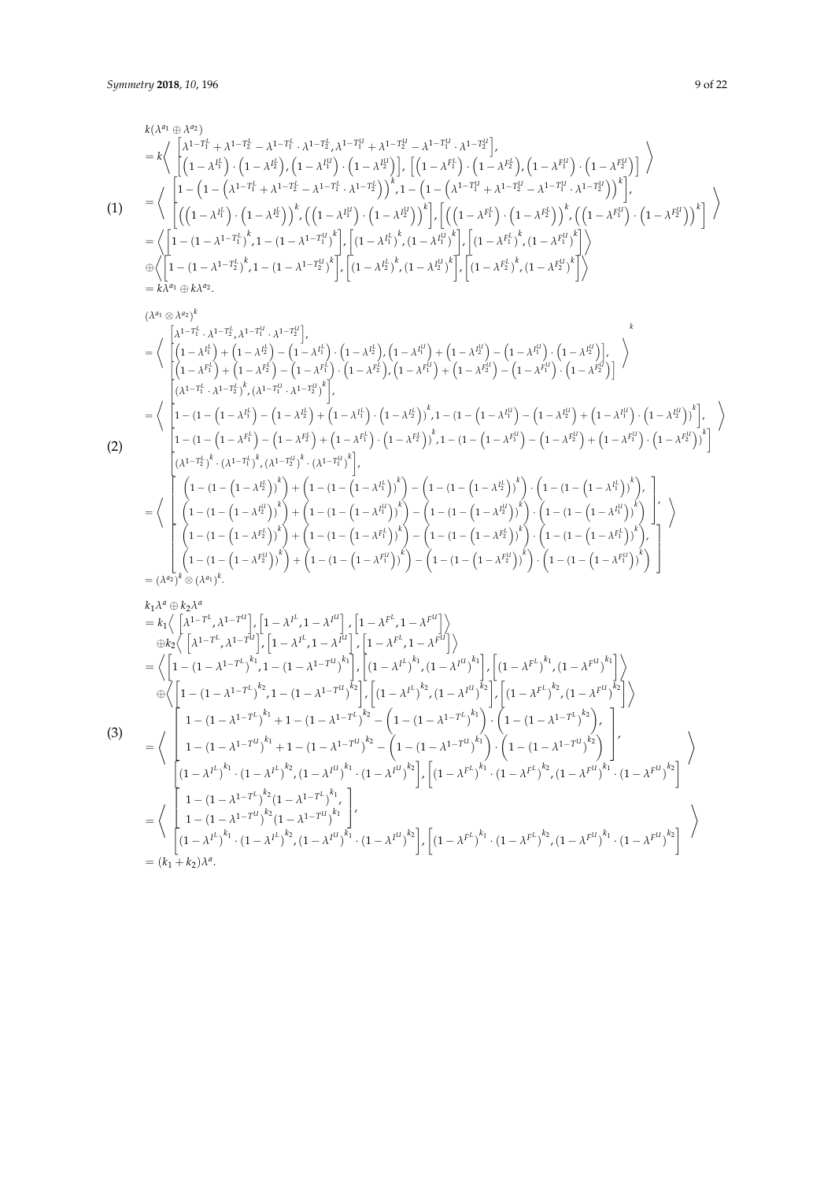(1)

$$
\begin{aligned}
& k(\lambda^{a_1} \oplus \lambda^{a_2}) \\
&= k\left\langle \begin{array}{l} \left[\lambda^{1-T_1^L} + \lambda^{1-T_2^L} - \lambda^{1-T_1^L}\cdot\lambda^{1-T_2^L}, \lambda^{1-T_1^U} + \lambda^{1-T_2^U} - \lambda^{1-T_1^U}\cdot\lambda^{1-T_2^U}\right], \\ \left[\left(1-\lambda^{I_1^L}\right)\cdot\left(1-\lambda^{I_2^L}\right), \left(1-\lambda^{I_1^U}\right)\cdot\left(1-\lambda^{I_2^U}\right)\right], \left[\left(1-\lambda^{F_1^L}\right)\cdot\left(1-\lambda^{F_2^L}\right), \left(1-\lambda^{F_1^U}\right)\cdot\left(1-\lambda^{F_2^U}\right)\right] \end{array}\right\rangle \\
&= \left\langle \begin{array}{l} \left[1-\left(1-\left(\lambda^{1-T_1^L} + \lambda^{1-T_2^L} - \lambda^{1-T_1^L}\cdot\lambda^{1-T_2^L}\right)\right)^k, 1-\left(1-\left(\lambda^{1-T_1^U} + \lambda^{1-T_2^U} - \lambda^{1-T_1^U}\cdot\lambda^{1-T_2^U}\right)\right)^k\right], \\ \left[\left(\left(1-\lambda^{I_1^L}\right)\cdot\left(1-\lambda^{I_2^L}\right)\right)^k, \left(\left(1-\lambda^{I_1^U}\right)\cdot\left(1-\lambda^{I_2^U}\right)\right)^k\right], \left[\left(\left(1-\lambda^{F_1^L}\right)\cdot\left(1-\lambda^{F_2^L}\right)\right)^k, \left(\left(1-\lambda^{F_1^U}\right)\cdot\left(1-\lambda^{F_2^U}\right)\right)^k\right] \end{array}\right\rangle \\
&= \left\langle \left[1-(1-\lambda^{1-T_1^L})^k, 1-(1-\lambda^{1-T_1^U})^k\right], \left[(1-\lambda^{I_1^L})^k, (1-\lambda^{I_1^U})^k\right], \left[(1-\lambda^{F_1^L})^k, (1-\lambda^{F_1^U})^k\right]\right\rangle \\
&\oplus \left\langle \left[1-(1-\lambda^{1-T_2^L})^k, 1-(1-\lambda^{1-T_2^U})^k\right], \left[(1-\lambda^{I_2^L})^k, (1-\lambda^{I_2^U})^k\right], \left[(1-\lambda^{F_2^L})^k, (1-\lambda^{F_2^U})^k\right]\right\rangle \\
&= k\lambda^{a_1} \oplus k\lambda^{a_2}.
\end{aligned}
$$

(2)

$$
\begin{aligned}
& (\lambda^{a_1} \otimes \lambda^{a_2})^k \\
&= \left\langle \begin{array}{l} \left[\lambda^{1-T_1^L}\cdot\lambda^{1-T_2^L}, \lambda^{1-T_1^U}\cdot\lambda^{1-T_2^U}\right], \\ \left[\left(1-\lambda^{I_1^L}\right)+\left(1-\lambda^{I_2^L}\right)-\left(1-\lambda^{I_1^L}\right)\cdot\left(1-\lambda^{I_2^L}\right), \left(1-\lambda^{I_1^U}\right)+\left(1-\lambda^{I_2^U}\right)-\left(1-\lambda^{I_1^U}\right)\cdot\left(1-\lambda^{I_2^U}\right)\right], \\ \left[\left(1-\lambda^{F_1^L}\right)+\left(1-\lambda^{F_2^L}\right)-\left(1-\lambda^{F_1^L}\right)\cdot\left(1-\lambda^{F_2^L}\right), \left(1-\lambda^{F_1^U}\right)+\left(1-\lambda^{F_2^U}\right)-\left(1-\lambda^{F_1^U}\right)\cdot\left(1-\lambda^{F_2^U}\right)\right] \end{array}\right\rangle^k \\
&= \left\langle \begin{array}{l} \left[(\lambda^{1-T_1^L}\cdot\lambda^{1-T_2^L})^k, (\lambda^{1-T_1^U}\cdot\lambda^{1-T_2^U})^k\right], \\ \left[1-(1-\left(1-\lambda^{I_1^L}\right)-\left(1-\lambda^{I_2^L}\right)+\left(1-\lambda^{I_1^L}\right)\cdot\left(1-\lambda^{I_2^L}\right))^k, 1-(1-\left(1-\lambda^{I_1^U}\right)-\left(1-\lambda^{I_2^U}\right)+\left(1-\lambda^{I_1^U}\right)\cdot\left(1-\lambda^{I_2^U}\right))^k\right], \\ \left[1-(1-\left(1-\lambda^{F_1^L}\right)-\left(1-\lambda^{F_2^L}\right)+\left(1-\lambda^{F_1^L}\right)\cdot\left(1-\lambda^{F_2^L}\right))^k, 1-(1-\left(1-\lambda^{F_1^U}\right)-\left(1-\lambda^{F_2^U}\right)+\left(1-\lambda^{F_1^U}\right)\cdot\left(1-\lambda^{F_2^U}\right))^k\right] \end{array}\right\rangle \\
&= \left\langle \begin{array}{l} \left[(\lambda^{1-T_2^L})^k\cdot(\lambda^{1-T_1^L})^k, (\lambda^{1-T_2^U})^k\cdot(\lambda^{1-T_1^U})^k\right], \\ \left[\begin{array}{l} \left(1-(1-\left(1-\lambda^{I_2^L}\right))^k\right)+\left(1-(1-\left(1-\lambda^{I_1^L}\right))^k\right)-\left(1-(1-\left(1-\lambda^{I_2^L}\right))^k\right)\cdot\left(1-(1-\left(1-\lambda^{I_1^L}\right))^k\right), \\ \left(1-(1-\left(1-\lambda^{I_2^U}\right))^k\right)+\left(1-(1-\left(1-\lambda^{I_1^U}\right))^k\right)-\left(1-(1-\left(1-\lambda^{I_2^U}\right))^k\right)\cdot\left(1-(1-\left(1-\lambda^{I_1^U}\right))^k\right) \end{array}\right], \\ \left[\begin{array}{l} \left(1-(1-\left(1-\lambda^{F_2^L}\right))^k\right)+\left(1-(1-\left(1-\lambda^{F_1^L}\right))^k\right)-\left(1-(1-\left(1-\lambda^{F_2^L}\right))^k\right)\cdot\left(1-(1-\left(1-\lambda^{F_1^L}\right))^k\right), \\ \left(1-(1-\left(1-\lambda^{F_2^U}\right))^k\right)+\left(1-(1-\left(1-\lambda^{F_1^U}\right))^k\right)-\left(1-(1-\left(1-\lambda^{F_2^U}\right))^k\right)\cdot\left(1-(1-\left(1-\lambda^{F_1^U}\right))^k\right) \end{array}\right] \end{array}\right\rangle \\
&= (\lambda^{a_2})^k \otimes (\lambda^{a_1})^k.
\end{aligned}
$$

(3)

$$
\begin{aligned}
& k_1\lambda^a \oplus k_2\lambda^a \\
&= k_1\left\langle \left[\lambda^{1-T^L}, \lambda^{1-T^U}\right], \left[1-\lambda^{I^L}, 1-\lambda^{I^U}\right], \left[1-\lambda^{F^L}, 1-\lambda^{F^U}\right]\right\rangle \\
&\oplus k_2\left\langle \left[\lambda^{1-T^L}, \lambda^{1-T^U}\right], \left[1-\lambda^{I^L}, 1-\lambda^{I^U}\right], \left[1-\lambda^{F^L}, 1-\lambda^{F^U}\right]\right\rangle \\
&= \left\langle \left[1-(1-\lambda^{1-T^L})^{k_1}, 1-(1-\lambda^{1-T^U})^{k_1}\right], \left[(1-\lambda^{I^L})^{k_1}, (1-\lambda^{I^U})^{k_1}\right], \left[(1-\lambda^{F^L})^{k_1}, (1-\lambda^{F^U})^{k_1}\right]\right\rangle \\
&\oplus \left\langle \left[1-(1-\lambda^{1-T^L})^{k_2}, 1-(1-\lambda^{1-T^U})^{k_2}\right], \left[(1-\lambda^{I^L})^{k_2}, (1-\lambda^{I^U})^{k_2}\right], \left[(1-\lambda^{F^L})^{k_2}, (1-\lambda^{F^U})^{k_2}\right]\right\rangle \\
&= \left\langle \begin{array}{l} \left[\begin{array}{l} 1-(1-\lambda^{1-T^L})^{k_1}+1-(1-\lambda^{1-T^L})^{k_2}-\left(1-(1-\lambda^{1-T^L})^{k_1}\right)\cdot\left(1-(1-\lambda^{1-T^L})^{k_2}\right), \\ 1-(1-\lambda^{1-T^U})^{k_1}+1-(1-\lambda^{1-T^U})^{k_2}-\left(1-(1-\lambda^{1-T^U})^{k_1}\right)\cdot\left(1-(1-\lambda^{1-T^U})^{k_2}\right) \end{array}\right], \\ \left[(1-\lambda^{I^L})^{k_1}\cdot(1-\lambda^{I^L})^{k_2}, (1-\lambda^{I^U})^{k_1}\cdot(1-\lambda^{I^U})^{k_2}\right], \left[(1-\lambda^{F^L})^{k_1}\cdot(1-\lambda^{F^L})^{k_2}, (1-\lambda^{F^U})^{k_1}\cdot(1-\lambda^{F^U})^{k_2}\right] \end{array}\right\rangle \\
&= \left\langle \begin{array}{l} \left[\begin{array}{l} 1-(1-\lambda^{1-T^L})^{k_2}(1-\lambda^{1-T^L})^{k_1}, \\ 1-(1-\lambda^{1-T^U})^{k_2}(1-\lambda^{1-T^U})^{k_1} \end{array}\right], \\ \left[(1-\lambda^{I^L})^{k_1}\cdot(1-\lambda^{I^L})^{k_2}, (1-\lambda^{I^U})^{k_1}\cdot(1-\lambda^{I^U})^{k_2}\right], \left[(1-\lambda^{F^L})^{k_1}\cdot(1-\lambda^{F^L})^{k_2}, (1-\lambda^{F^U})^{k_1}\cdot(1-\lambda^{F^U})^{k_2}\right] \end{array}\right\rangle \\
&= (k_1+k_2)\lambda^a.
\end{aligned}
$$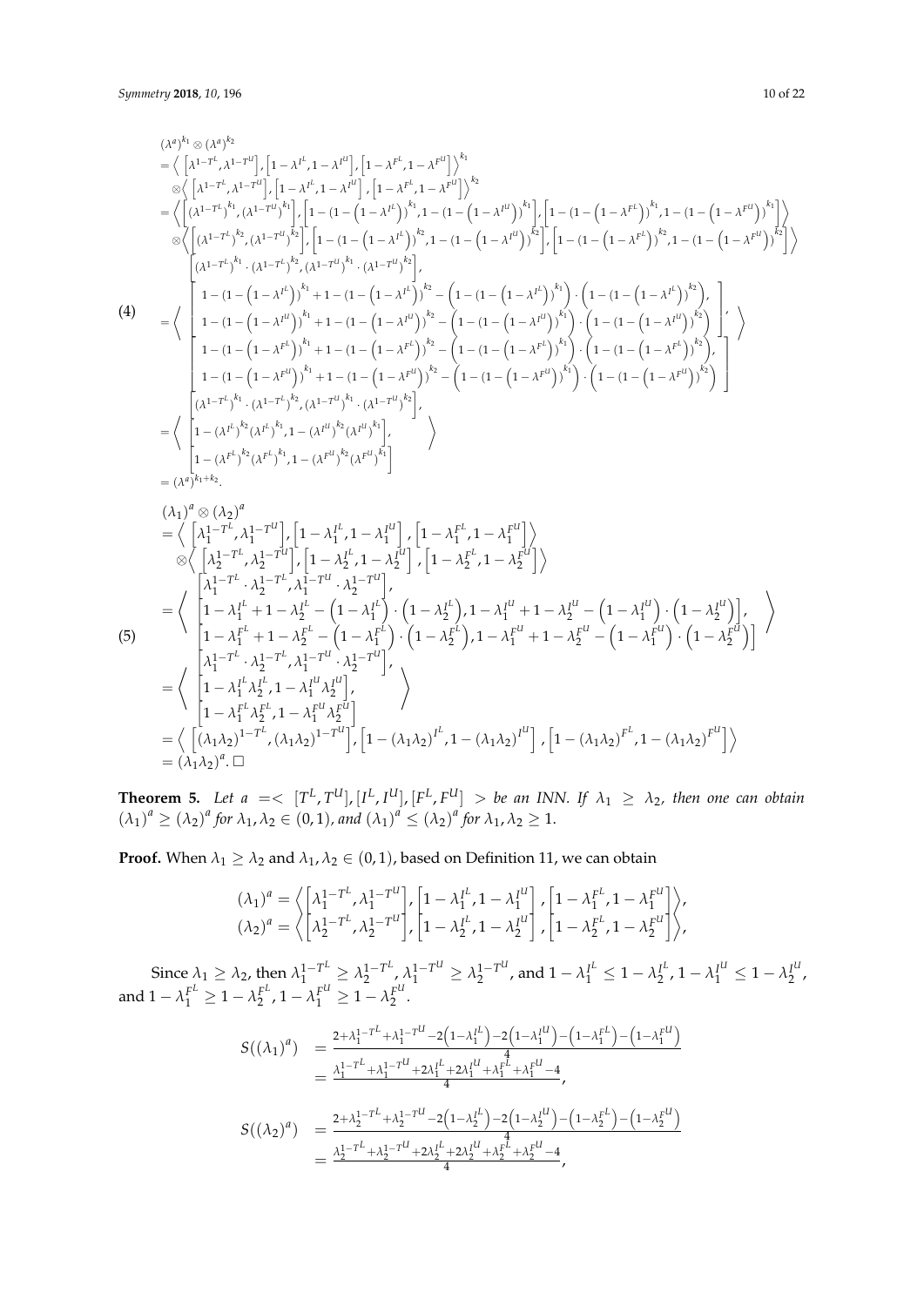(4)

$$
\begin{aligned}
&(\lambda^a)^{k_1} \otimes (\lambda^a)^{k_2} \\
&= \left\langle \left[\lambda^{1-T^L}, \lambda^{1-T^U}\right], \left[1-\lambda^{I^L}, 1-\lambda^{I^U}\right], \left[1-\lambda^{F^L}, 1-\lambda^{F^U}\right] \right\rangle^{k_1} \\
&\quad \otimes \left\langle \left[\lambda^{1-T^L}, \lambda^{1-T^U}\right], \left[1-\lambda^{I^L}, 1-\lambda^{I^U}\right], \left[1-\lambda^{F^L}, 1-\lambda^{F^U}\right] \right\rangle^{k_2} \\
&= \left\langle \left[\left(\lambda^{1-T^L}\right)^{k_1}, \left(\lambda^{1-T^U}\right)^{k_1}\right], \left[1-\left(1-\left(1-\lambda^{I^L}\right)\right)^{k_1}, 1-\left(1-\left(1-\lambda^{I^U}\right)\right)^{k_1}\right], \left[1-\left(1-\left(1-\lambda^{F^L}\right)\right)^{k_1}, 1-\left(1-\left(1-\lambda^{F^U}\right)\right)^{k_1}\right] \right\rangle \\
&\quad \otimes \left\langle \left[\left(\lambda^{1-T^L}\right)^{k_2}, \left(\lambda^{1-T^U}\right)^{k_2}\right], \left[1-\left(1-\left(1-\lambda^{I^L}\right)\right)^{k_2}, 1-\left(1-\left(1-\lambda^{I^U}\right)\right)^{k_2}\right], \left[1-\left(1-\left(1-\lambda^{F^L}\right)\right)^{k_2}, 1-\left(1-\left(1-\lambda^{F^U}\right)\right)^{k_2}\right] \right\rangle \\
&= \left\langle \begin{array}{l}
\left[\left(\lambda^{1-T^L}\right)^{k_1} \cdot \left(\lambda^{1-T^L}\right)^{k_2}, \left(\lambda^{1-T^U}\right)^{k_1} \cdot \left(\lambda^{1-T^U}\right)^{k_2}\right], \\
\left[\begin{array}{l}
1-\left(1-\left(1-\lambda^{I^L}\right)\right)^{k_1} + 1-\left(1-\left(1-\lambda^{I^L}\right)\right)^{k_2} - \left(1-\left(1-\left(1-\lambda^{I^L}\right)\right)^{k_1}\right) \cdot \left(1-\left(1-\left(1-\lambda^{I^L}\right)\right)^{k_2}\right), \\
1-\left(1-\left(1-\lambda^{I^U}\right)\right)^{k_1} + 1-\left(1-\left(1-\lambda^{I^U}\right)\right)^{k_2} - \left(1-\left(1-\left(1-\lambda^{I^U}\right)\right)^{k_1}\right) \cdot \left(1-\left(1-\left(1-\lambda^{I^U}\right)\right)^{k_2}\right)
\end{array}\right], \\
\left[\begin{array}{l}
1-\left(1-\left(1-\lambda^{F^L}\right)\right)^{k_1} + 1-\left(1-\left(1-\lambda^{F^L}\right)\right)^{k_2} - \left(1-\left(1-\left(1-\lambda^{F^L}\right)\right)^{k_1}\right) \cdot \left(1-\left(1-\left(1-\lambda^{F^L}\right)\right)^{k_2}\right), \\
1-\left(1-\left(1-\lambda^{F^U}\right)\right)^{k_1} + 1-\left(1-\left(1-\lambda^{F^U}\right)\right)^{k_2} - \left(1-\left(1-\left(1-\lambda^{F^U}\right)\right)^{k_1}\right) \cdot \left(1-\left(1-\left(1-\lambda^{F^U}\right)\right)^{k_2}\right)
\end{array}\right]
\end{array} \right\rangle \\
&= \left\langle \begin{array}{l}
\left[\left(\lambda^{1-T^L}\right)^{k_1} \cdot \left(\lambda^{1-T^L}\right)^{k_2}, \left(\lambda^{1-T^U}\right)^{k_1} \cdot \left(\lambda^{1-T^U}\right)^{k_2}\right], \\
\left[1-\left(\lambda^{I^L}\right)^{k_2}\left(\lambda^{I^L}\right)^{k_1}, 1-\left(\lambda^{I^U}\right)^{k_2}\left(\lambda^{I^U}\right)^{k_1}\right], \\
\left[1-\left(\lambda^{F^L}\right)^{k_2}\left(\lambda^{F^L}\right)^{k_1}, 1-\left(\lambda^{F^U}\right)^{k_2}\left(\lambda^{F^U}\right)^{k_1}\right]
\end{array} \right\rangle \\
&= (\lambda^a)^{k_1+k_2}.
\end{aligned}
$$

(5)

$$
\begin{aligned}
&(\lambda_1)^a \otimes (\lambda_2)^a \\
&= \left\langle \left[\lambda_1^{1-T^L}, \lambda_1^{1-T^U}\right], \left[1-\lambda_1^{I^L}, 1-\lambda_1^{I^U}\right], \left[1-\lambda_1^{F^L}, 1-\lambda_1^{F^U}\right] \right\rangle \\
&\quad \otimes \left\langle \left[\lambda_2^{1-T^L}, \lambda_2^{1-T^U}\right], \left[1-\lambda_2^{I^L}, 1-\lambda_2^{I^U}\right], \left[1-\lambda_2^{F^L}, 1-\lambda_2^{F^U}\right] \right\rangle \\
&= \left\langle \begin{array}{l}
\left[\lambda_1^{1-T^L} \cdot \lambda_2^{1-T^L}, \lambda_1^{1-T^U} \cdot \lambda_2^{1-T^U}\right], \\
\left[1-\lambda_1^{I^L} + 1-\lambda_2^{I^L} - \left(1-\lambda_1^{I^L}\right) \cdot \left(1-\lambda_2^{I^L}\right), 1-\lambda_1^{I^U} + 1-\lambda_2^{I^U} - \left(1-\lambda_1^{I^U}\right) \cdot \left(1-\lambda_2^{I^U}\right)\right], \\
\left[1-\lambda_1^{F^L} + 1-\lambda_2^{F^L} - \left(1-\lambda_1^{F^L}\right) \cdot \left(1-\lambda_2^{F^L}\right), 1-\lambda_1^{F^U} + 1-\lambda_2^{F^U} - \left(1-\lambda_1^{F^U}\right) \cdot \left(1-\lambda_2^{F^U}\right)\right]
\end{array} \right\rangle \\
&= \left\langle \begin{array}{l}
\left[\lambda_1^{1-T^L} \cdot \lambda_2^{1-T^L}, \lambda_1^{1-T^U} \cdot \lambda_2^{1-T^U}\right], \\
\left[1-\lambda_1^{I^L}\lambda_2^{I^L}, 1-\lambda_1^{I^U}\lambda_2^{I^U}\right], \\
\left[1-\lambda_1^{F^L}\lambda_2^{F^L}, 1-\lambda_1^{F^U}\lambda_2^{F^U}\right]
\end{array} \right\rangle \\
&= \left\langle \left[(\lambda_1\lambda_2)^{1-T^L}, (\lambda_1\lambda_2)^{1-T^U}\right], \left[1-(\lambda_1\lambda_2)^{I^L}, 1-(\lambda_1\lambda_2)^{I^U}\right], \left[1-(\lambda_1\lambda_2)^{F^L}, 1-(\lambda_1\lambda_2)^{F^U}\right] \right\rangle \\
&= (\lambda_1\lambda_2)^a. \ \square
\end{aligned}
$$

**Theorem 5.** *Let $a = < [T^L, T^U], [I^L, I^U], [F^L, F^U] >$ be an INN. If $\lambda_1 \geq \lambda_2$, then one can obtain $(\lambda_1)^a \geq (\lambda_2)^a$ for $\lambda_1, \lambda_2 \in (0,1)$, and $(\lambda_1)^a \leq (\lambda_2)^a$ for $\lambda_1, \lambda_2 \geq 1$.*

**Proof.** When $\lambda_1 \geq \lambda_2$ and $\lambda_1, \lambda_2 \in (0,1)$, based on Definition 11, we can obtain

$$
\begin{aligned}
(\lambda_1)^a &= \left\langle \left[\lambda_1^{1-T^L}, \lambda_1^{1-T^U}\right], \left[1-\lambda_1^{I^L}, 1-\lambda_1^{I^U}\right], \left[1-\lambda_1^{F^L}, 1-\lambda_1^{F^U}\right] \right\rangle, \\
(\lambda_2)^a &= \left\langle \left[\lambda_2^{1-T^L}, \lambda_2^{1-T^U}\right], \left[1-\lambda_2^{I^L}, 1-\lambda_2^{I^U}\right], \left[1-\lambda_2^{F^L}, 1-\lambda_2^{F^U}\right] \right\rangle,
\end{aligned}
$$

Since $\lambda_1 \geq \lambda_2$, then $\lambda_1^{1-T^L} \geq \lambda_2^{1-T^L}$, $\lambda_1^{1-T^U} \geq \lambda_2^{1-T^U}$, and $1-\lambda_1^{I^L} \leq 1-\lambda_2^{I^L}$, $1-\lambda_1^{I^U} \leq 1-\lambda_2^{I^U}$, and $1-\lambda_1^{F^L} \geq 1-\lambda_2^{F^L}$, $1-\lambda_1^{F^U} \geq 1-\lambda_2^{F^U}$.

$$
\begin{aligned}
S((\lambda_1)^a) &= \frac{2+\lambda_1^{1-T^L}+\lambda_1^{1-T^U}-2\left(1-\lambda_1^{I^L}\right)-2\left(1-\lambda_1^{I^U}\right)-\left(1-\lambda_1^{F^L}\right)-\left(1-\lambda_1^{F^U}\right)}{4} \\
&= \frac{\lambda_1^{1-T^L}+\lambda_1^{1-T^U}+2\lambda_1^{I^L}+2\lambda_1^{I^U}+\lambda_1^{F^L}+\lambda_1^{F^U}-4}{4},
\end{aligned}
$$

$$
\begin{aligned}
S((\lambda_2)^a) &= \frac{2+\lambda_2^{1-T^L}+\lambda_2^{1-T^U}-2\left(1-\lambda_2^{I^L}\right)-2\left(1-\lambda_2^{I^U}\right)-\left(1-\lambda_2^{F^L}\right)-\left(1-\lambda_2^{F^U}\right)}{4} \\
&= \frac{\lambda_2^{1-T^L}+\lambda_2^{1-T^U}+2\lambda_2^{I^L}+2\lambda_2^{I^U}+\lambda_2^{F^L}+\lambda_2^{F^U}-4}{4},
\end{aligned}
$$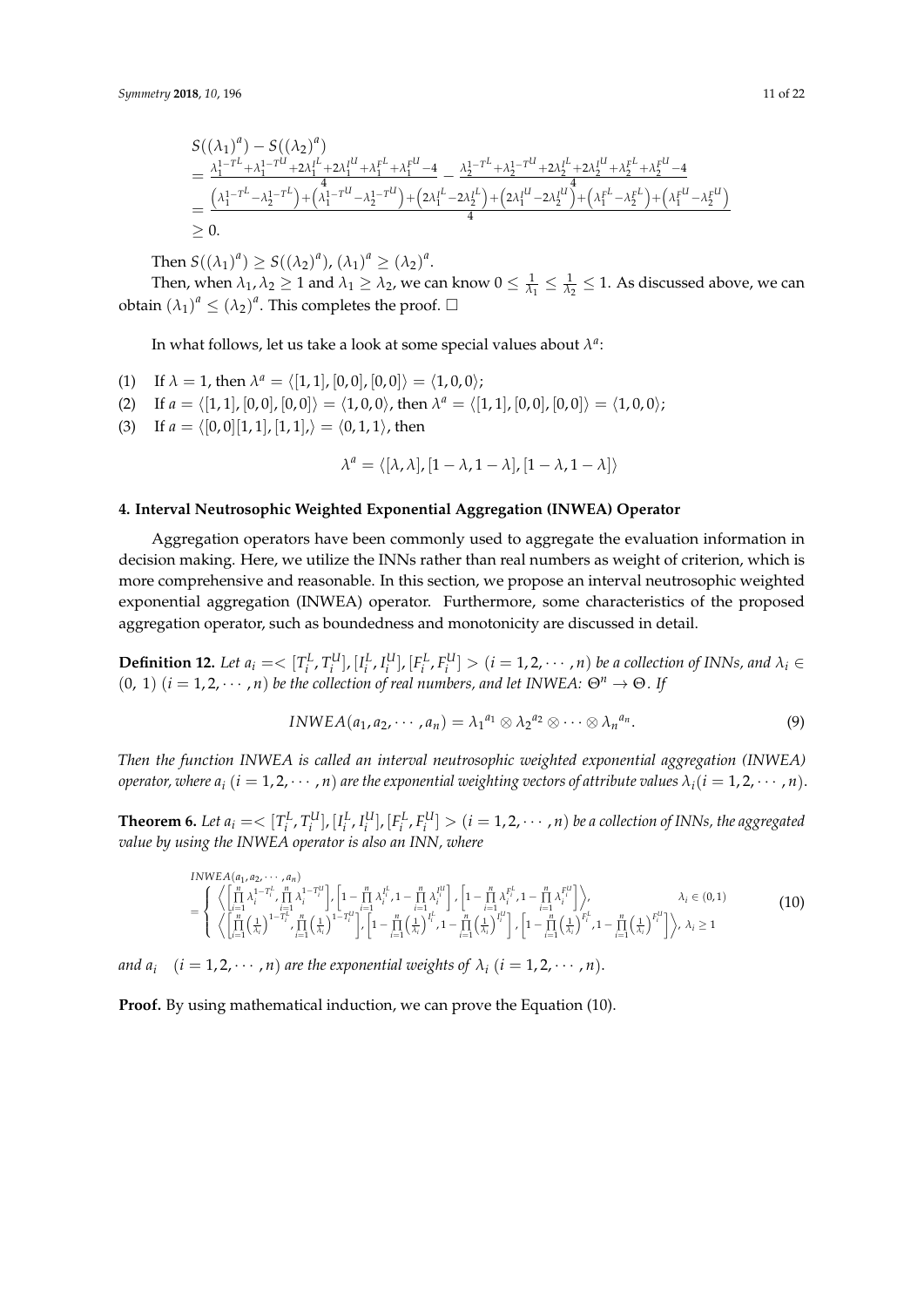$$
\begin{aligned}
&S((\lambda_1)^a) - S((\lambda_2)^a) \\
&= \frac{\lambda_1^{1-T^L}+\lambda_1^{1-T^U}+2\lambda_1^{I^L}+2\lambda_1^{I^U}+\lambda_1^{F^L}+\lambda_1^{F^U}-4}{4} - \frac{\lambda_2^{1-T^L}+\lambda_2^{1-T^U}+2\lambda_2^{I^L}+2\lambda_2^{I^U}+\lambda_2^{F^L}+\lambda_2^{F^U}-4}{4} \\
&= \frac{\left(\lambda_1^{1-T^L}-\lambda_2^{1-T^L}\right)+\left(\lambda_1^{1-T^U}-\lambda_2^{1-T^U}\right)+\left(2\lambda_1^{I^L}-2\lambda_2^{I^L}\right)+\left(2\lambda_1^{I^U}-2\lambda_2^{I^U}\right)+\left(\lambda_1^{F^L}-\lambda_2^{F^L}\right)+\left(\lambda_1^{F^U}-\lambda_2^{F^U}\right)}{4} \\
&\geq 0.
\end{aligned}
$$

Then $S((\lambda_1)^a) \geq S((\lambda_2)^a)$, $(\lambda_1)^a \geq (\lambda_2)^a$.

Then, when $\lambda_1, \lambda_2 \geq 1$ and $\lambda_1 \geq \lambda_2$, we can know $0 \leq \frac{1}{\lambda_1} \leq \frac{1}{\lambda_2} \leq 1$. As discussed above, we can obtain $(\lambda_1)^a \leq (\lambda_2)^a$. This completes the proof. □

In what follows, let us take a look at some special values about $\lambda^a$:

(1) If $\lambda = 1$, then $\lambda^a = \langle [1,1], [0,0], [0,0] \rangle = \langle 1, 0, 0 \rangle$;

(2) If $a = \langle [1,1], [0,0], [0,0] \rangle = \langle 1, 0, 0 \rangle$, then $\lambda^a = \langle [1,1], [0,0], [0,0] \rangle = \langle 1, 0, 0 \rangle$;

(3) If $a = \langle [0,0][1,1], [1,1], \rangle = \langle 0, 1, 1 \rangle$, then

$$
\lambda^a = \langle [\lambda, \lambda], [1-\lambda, 1-\lambda], [1-\lambda, 1-\lambda] \rangle
$$

## 4. Interval Neutrosophic Weighted Exponential Aggregation (INWEA) Operator

Aggregation operators have been commonly used to aggregate the evaluation information in decision making. Here, we utilize the INNs rather than real numbers as weight of criterion, which is more comprehensive and reasonable. In this section, we propose an interval neutrosophic weighted exponential aggregation (INWEA) operator. Furthermore, some characteristics of the proposed aggregation operator, such as boundedness and monotonicity are discussed in detail.

**Definition 12.** *Let $a_i = < [T_i^L, T_i^U], [I_i^L, I_i^U], [F_i^L, F_i^U] > (i = 1, 2, \cdots, n)$ be a collection of INNs, and $\lambda_i \in (0,\ 1)$ $(i = 1, 2, \cdots, n)$ be the collection of real numbers, and let INWEA: $\Theta^n \to \Theta$. If*

$$
INWEA(a_1, a_2, \cdots, a_n) = {\lambda_1}^{a_1} \otimes {\lambda_2}^{a_2} \otimes \cdots \otimes {\lambda_n}^{a_n}. \tag{9}
$$

*Then the function INWEA is called an interval neutrosophic weighted exponential aggregation (INWEA) operator, where $a_i$ $(i = 1, 2, \cdots, n)$ are the exponential weighting vectors of attribute values $\lambda_i (i = 1, 2, \cdots, n)$.*

**Theorem 6.** *Let $a_i = < [T_i^L, T_i^U], [I_i^L, I_i^U], [F_i^L, F_i^U] > (i = 1, 2, \cdots, n)$ be a collection of INNs, the aggregated value by using the INWEA operator is also an INN, where*

$$
\begin{aligned}
&INWEA(a_1, a_2, \cdots, a_n) \\
&= \begin{cases} \left\langle \left[\prod\limits_{i=1}^{n} \lambda_i^{1-T_i^L}, \prod\limits_{i=1}^{n} \lambda_i^{1-T_i^U}\right], \left[1-\prod\limits_{i=1}^{n} \lambda_i^{I_i^L}, 1-\prod\limits_{i=1}^{n} \lambda_i^{I_i^U}\right], \left[1-\prod\limits_{i=1}^{n} \lambda_i^{F_i^L}, 1-\prod\limits_{i=1}^{n} \lambda_i^{F_i^U}\right] \right\rangle, & \lambda_i \in (0,1) \\ \left\langle \left[\prod\limits_{i=1}^{n} \left(\frac{1}{\lambda_i}\right)^{1-T_i^L}, \prod\limits_{i=1}^{n} \left(\frac{1}{\lambda_i}\right)^{1-T_i^U}\right], \left[1-\prod\limits_{i=1}^{n} \left(\frac{1}{\lambda_i}\right)^{I_i^L}, 1-\prod\limits_{i=1}^{n} \left(\frac{1}{\lambda_i}\right)^{I_i^U}\right], \left[1-\prod\limits_{i=1}^{n} \left(\frac{1}{\lambda_i}\right)^{F_i^L}, 1-\prod\limits_{i=1}^{n} \left(\frac{1}{\lambda_i}\right)^{F_i^U}\right] \right\rangle, & \lambda_i \geq 1 \end{cases}
\end{aligned} \tag{10}
$$

*and $a_i$ $(i = 1, 2, \cdots, n)$ are the exponential weights of $\lambda_i$ $(i = 1, 2, \cdots, n)$.*

**Proof.** By using mathematical induction, we can prove the Equation (10).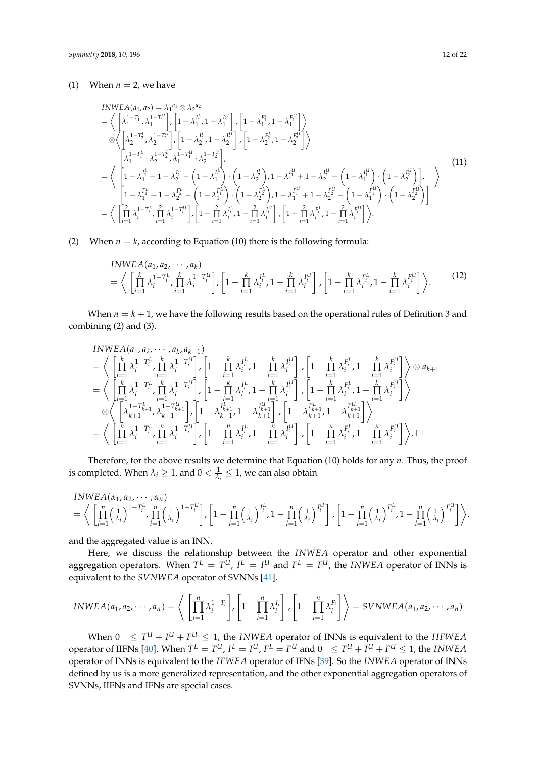(1) When $n = 2$, we have

$$
\begin{aligned}
&INWEA(a_1, a_2) = \lambda_1{}^{a_1} \otimes \lambda_2{}^{a_2} \\
&= \left\langle \left[\lambda_1^{1-T_1^L}, \lambda_1^{1-T_1^U}\right], \left[1-\lambda_1^{I_1^L}, 1-\lambda_1^{I_1^U}\right], \left[1-\lambda_1^{F_1^L}, 1-\lambda_1^{F_1^U}\right] \right\rangle \\
&\quad \otimes \left\langle \left[\lambda_2^{1-T_2^L}, \lambda_2^{1-T_2^U}\right], \left[1-\lambda_2^{I_2^L}, 1-\lambda_2^{I_2^U}\right], \left[1-\lambda_2^{F_2^L}, 1-\lambda_2^{F_2^U}\right] \right\rangle \\
&= \left\langle \begin{array}{l} \left[\lambda_1^{1-T_1^L} \cdot \lambda_2^{1-T_2^L}, \lambda_1^{1-T_1^U} \cdot \lambda_2^{1-T_2^U}\right], \\ \left[1-\lambda_1^{I_1^L} + 1-\lambda_2^{I_2^L} - \left(1-\lambda_1^{I_1^L}\right)\cdot\left(1-\lambda_2^{I_2^L}\right), 1-\lambda_1^{I_1^U} + 1-\lambda_2^{I_2^U} - \left(1-\lambda_1^{I_1^U}\right)\cdot\left(1-\lambda_2^{I_2^U}\right)\right], \\ \left[1-\lambda_1^{F_1^L} + 1-\lambda_2^{F_2^L} - \left(1-\lambda_1^{F_1^L}\right)\cdot\left(1-\lambda_2^{F_2^L}\right), 1-\lambda_1^{F_1^U} + 1-\lambda_2^{F_2^U} - \left(1-\lambda_1^{F_1^U}\right)\cdot\left(1-\lambda_2^{F_2^U}\right)\right] \end{array} \right\rangle \\
&= \left\langle \left[\prod_{i=1}^{2} \lambda_i^{1-T_i^L}, \prod_{i=1}^{2} \lambda_i^{1-T_i^U}\right], \left[1-\prod_{i=1}^{2} \lambda_i^{I_i^L}, 1-\prod_{i=1}^{2} \lambda_i^{I_i^U}\right], \left[1-\prod_{i=1}^{2} \lambda_i^{F_i^L}, 1-\prod_{i=1}^{2} \lambda_i^{F_i^U}\right] \right\rangle.
\end{aligned}
\tag{11}
$$

(2) When $n = k$, according to Equation (10) there is the following formula:

$$
\begin{aligned}
&INWEA(a_1, a_2, \cdots, a_k) \\
&= \left\langle \left[\prod_{i=1}^{k} \lambda_i^{1-T_i^L}, \prod_{i=1}^{k} \lambda_i^{1-T_i^U}\right], \left[1-\prod_{i=1}^{k} \lambda_i^{I_i^L}, 1-\prod_{i=1}^{k} \lambda_i^{I_i^U}\right], \left[1-\prod_{i=1}^{k} \lambda_i^{F_i^L}, 1-\prod_{i=1}^{k} \lambda_i^{F_i^U}\right] \right\rangle.
\end{aligned}
\tag{12}
$$

When $n = k+1$, we have the following results based on the operational rules of Definition 3 and combining (2) and (3).

$$
\begin{aligned}
&INWEA(a_1, a_2, \cdots, a_k, a_{k+1}) \\
&= \left\langle \left[\prod_{i=1}^{k} \lambda_i^{1-T_i^L}, \prod_{i=1}^{k} \lambda_i^{1-T_i^U}\right], \left[1-\prod_{i=1}^{k} \lambda_i^{I_i^L}, 1-\prod_{i=1}^{k} \lambda_i^{I_i^U}\right], \left[1-\prod_{i=1}^{k} \lambda_i^{F_i^L}, 1-\prod_{i=1}^{k} \lambda_i^{F_i^U}\right] \right\rangle \otimes a_{k+1} \\
&= \left\langle \left[\prod_{i=1}^{k} \lambda_i^{1-T_i^L}, \prod_{i=1}^{k} \lambda_i^{1-T_i^U}\right], \left[1-\prod_{i=1}^{k} \lambda_i^{I_i^L}, 1-\prod_{i=1}^{k} \lambda_i^{I_i^U}\right], \left[1-\prod_{i=1}^{k} \lambda_i^{F_i^L}, 1-\prod_{i=1}^{k} \lambda_i^{F_i^U}\right] \right\rangle \\
&\quad \otimes \left\langle \left[\lambda_{k+1}^{1-T_{k+1}^L}, \lambda_{k+1}^{1-T_{k+1}^U}\right], \left[1-\lambda_{k+1}^{I_{k+1}^L}, 1-\lambda_{k+1}^{I_{k+1}^U}\right], \left[1-\lambda_{k+1}^{F_{k+1}^L}, 1-\lambda_{k+1}^{F_{k+1}^U}\right] \right\rangle \\
&= \left\langle \left[\prod_{i=1}^{n} \lambda_i^{1-T_i^L}, \prod_{i=1}^{n} \lambda_i^{1-T_i^U}\right], \left[1-\prod_{i=1}^{n} \lambda_i^{I_i^L}, 1-\prod_{i=1}^{n} \lambda_i^{I_i^U}\right], \left[1-\prod_{i=1}^{n} \lambda_i^{F_i^L}, 1-\prod_{i=1}^{n} \lambda_i^{F_i^U}\right] \right\rangle. \square
\end{aligned}
$$

Therefore, for the above results we determine that Equation (10) holds for any $n$. Thus, the proof is completed. When $\lambda_i \geq 1$, and $0 < \frac{1}{\lambda_i} \leq 1$, we can also obtain

$$
\begin{aligned}
&INWEA(\alpha_1, \alpha_2, \cdots, \alpha_n) \\
&= \left\langle \left[\prod_{i=1}^{n} \left(\frac{1}{\lambda_i}\right)^{1-T_i^L}, \prod_{i=1}^{n} \left(\frac{1}{\lambda_i}\right)^{1-T_i^U}\right], \left[1-\prod_{i=1}^{n} \left(\frac{1}{\lambda_i}\right)^{I_i^L}, 1-\prod_{i=1}^{n} \left(\frac{1}{\lambda_i}\right)^{I_i^U}\right], \left[1-\prod_{i=1}^{n} \left(\frac{1}{\lambda_i}\right)^{F_i^L}, 1-\prod_{i=1}^{n} \left(\frac{1}{\lambda_i}\right)^{F_i^U}\right] \right\rangle.
\end{aligned}
$$

and the aggregated value is an INN.

Here, we discuss the relationship between the $INWEA$ operator and other exponential aggregation operators. When $T^L = T^U$, $I^L = I^U$ and $F^L = F^U$, the $INWEA$ operator of INNs is equivalent to the $SVNWEA$ operator of SVNNs [41].

$$
INWEA(a_1, a_2, \cdots, a_n) = \left\langle \left[\prod_{i=1}^{n} \lambda_i^{1-T_i}\right], \left[1-\prod_{i=1}^{n} \lambda_i^{I_i}\right], \left[1-\prod_{i=1}^{n} \lambda_i^{F_i}\right] \right\rangle = SVNWEA(a_1, a_2, \cdots, a_n)
$$

When $0^- \leq T^U + I^U + F^U \leq 1$, the $INWEA$ operator of INNs is equivalent to the $IIFWEA$ operator of IIFNs [40]. When $T^L = T^U$, $I^L = I^U$, $F^L = F^U$ and $0^- \leq T^U + I^U + F^U \leq 1$, the $INWEA$ operator of INNs is equivalent to the $IFWEA$ operator of IFNs [39]. So the $INWEA$ operator of INNs defined by us is a more generalized representation, and the other exponential aggregation operators of SVNNs, IIFNs and IFNs are special cases.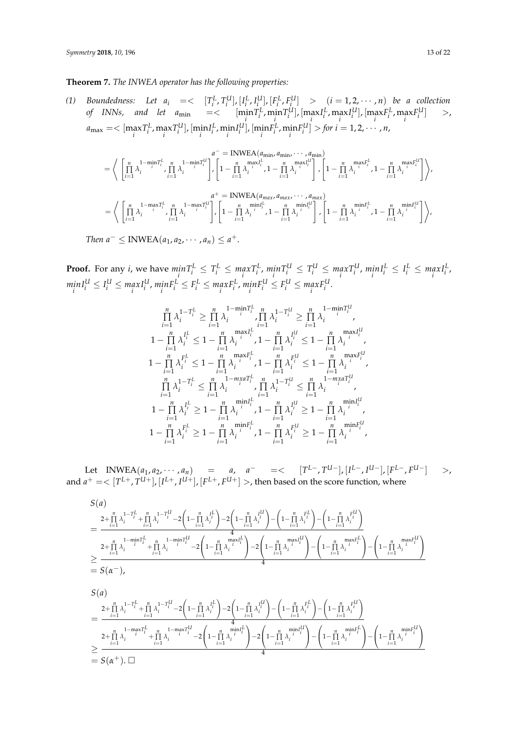**Theorem 7.** *The INWEA operator has the following properties:*

*(1) Boundedness: Let* $a_i = < [T_i^L, T_i^U], [I_i^L, I_i^U], [F_i^L, F_i^U] > (i = 1, 2, \cdots, n)$ *be a collection of INNs, and let* $a_{\min} = < [\min_i T_i^L, \min_i T_i^U], [\max_i I_i^L, \max_i I_i^U], [\max_i F_i^L, \max_i F_i^U] >$, $a_{\max} = < [\max_i T_i^L, \max_i T_i^U], [\min_i I_i^L, \min_i I_i^U], [\min_i F_i^L, \min_i F_i^U] >$ *for* $i = 1, 2, \cdots, n$,

$$a^- = \text{INWEA}(a_{\min}, a_{\min}, \cdots, a_{\min})$$
$$= \left\langle \left[\prod_{i=1}^n \lambda_i^{1-\min_i T_i^L}, \prod_{i=1}^n \lambda_i^{1-\min_i T_i^U}\right], \left[1 - \prod_{i=1}^n \lambda_i^{\max_i I_i^L}, 1 - \prod_{i=1}^n \lambda_i^{\max_i I_i^U}\right], \left[1 - \prod_{i=1}^n \lambda_i^{\max_i F_i^L}, 1 - \prod_{i=1}^n \lambda_i^{\max_i F_i^U}\right] \right\rangle,$$

$$a^+ = \text{INWEA}(a_{max}, a_{max}, \cdots, a_{max})$$
$$= \left\langle \left[\prod_{i=1}^n \lambda_i^{1-\max_i T_i^L}, \prod_{i=1}^n \lambda_i^{1-\max_i T_i^U}\right], \left[1 - \prod_{i=1}^n \lambda_i^{\min_i I_i^L}, 1 - \prod_{i=1}^n \lambda_i^{\min_i I_i^U}\right], \left[1 - \prod_{i=1}^n \lambda_i^{\min_i F_i^L}, 1 - \prod_{i=1}^n \lambda_i^{\min_i F_i^U}\right] \right\rangle,$$

*Then* $a^- \leq \text{INWEA}(a_1, a_2, \cdots, a_n) \leq a^+$.

**Proof.** For any $i$, we have $\min_i T_i^L \leq T_i^L \leq \max_i T_i^L$, $\min_i T_i^U \leq T_i^U \leq \max_i T_i^U$, $\min_i I_i^L \leq I_i^L \leq \max_i I_i^L$, $\min_i I_i^U \leq I_i^U \leq \max_i I_i^U$, $\min_i F_i^L \leq F_i^L \leq \max_i F_i^L$, $\min_i F_i^U \leq F_i^U \leq \max_i F_i^U$.

$$\prod_{i=1}^n \lambda_i^{1-T_i^L} \geq \prod_{i=1}^n \lambda_i^{1-\min_i T_i^L}, \prod_{i=1}^n \lambda_i^{1-T_i^U} \geq \prod_{i=1}^n \lambda_i^{1-\min_i T_i^U},$$
$$1 - \prod_{i=1}^n \lambda_i^{I_i^L} \leq 1 - \prod_{i=1}^n \lambda_i^{\max_i I_i^L}, 1 - \prod_{i=1}^n \lambda_i^{I_i^U} \leq 1 - \prod_{i=1}^n \lambda_i^{\max_i I_i^U},$$
$$1 - \prod_{i=1}^n \lambda_i^{F_i^L} \leq 1 - \prod_{i=1}^n \lambda_i^{\max_i F_i^L}, 1 - \prod_{i=1}^n \lambda_i^{F_i^U} \leq 1 - \prod_{i=1}^n \lambda_i^{\max_i F_i^U},$$
$$\prod_{i=1}^n \lambda_i^{1-T_i^L} \leq \prod_{i=1}^n \lambda_i^{1-mxa_i T_i^L}, \prod_{i=1}^n \lambda_i^{1-T_i^U} \leq \prod_{i=1}^n \lambda_i^{1-mxa_i T_i^U},$$
$$1 - \prod_{i=1}^n \lambda_i^{I_i^L} \geq 1 - \prod_{i=1}^n \lambda_i^{\min_i I_i^L}, 1 - \prod_{i=1}^n \lambda_i^{I_i^U} \geq 1 - \prod_{i=1}^n \lambda_i^{\min_i I_i^U},$$
$$1 - \prod_{i=1}^n \lambda_i^{F_i^L} \geq 1 - \prod_{i=1}^n \lambda_i^{\min_i F_i^L}, 1 - \prod_{i=1}^n \lambda_i^{F_i^U} \geq 1 - \prod_{i=1}^n \lambda_i^{\min_i F_i^U},$$

Let $\text{INWEA}(a_1, a_2, \cdots, a_n) = a$, $a^- = < [T^{L-}, T^{U-}], [I^{L-}, I^{U-}], [F^{L-}, F^{U-}] >$, and $a^+ = < [T^{L+}, T^{U+}], [I^{L+}, I^{U+}], [F^{L+}, F^{U+}] >$, then based on the score function, where

$$S(a)$$
$$= \frac{2 + \prod_{i=1}^n \lambda_i^{1-T_i^L} + \prod_{i=1}^n \lambda_i^{1-T_i^U} - 2\left(1 - \prod_{i=1}^n \lambda_i^{I_i^L}\right) - 2\left(1 - \prod_{i=1}^n \lambda_i^{I_i^U}\right) - \left(1 - \prod_{i=1}^n \lambda_i^{F_i^L}\right) - \left(1 - \prod_{i=1}^n \lambda_i^{F_i^U}\right)}{4}$$
$$\geq \frac{2 + \prod_{i=1}^n \lambda_i^{1-\min_i T_i^L} + \prod_{i=1}^n \lambda_i^{1-\min_i T_i^U} - 2\left(1 - \prod_{i=1}^n \lambda_i^{\max_i I_i^L}\right) - 2\left(1 - \prod_{i=1}^n \lambda_i^{\max_i I_i^U}\right) - \left(1 - \prod_{i=1}^n \lambda_i^{\max_i F_i^L}\right) - \left(1 - \prod_{i=1}^n \lambda_i^{\max_i F_i^U}\right)}{4}$$
$$= S(\alpha^-),$$

$$S(a)$$
$$= \frac{2 + \prod_{i=1}^n \lambda_i^{1-T_i^L} + \prod_{i=1}^n \lambda_i^{1-T_i^U} - 2\left(1 - \prod_{i=1}^n \lambda_i^{I_i^L}\right) - 2\left(1 - \prod_{i=1}^n \lambda_i^{I_i^U}\right) - \left(1 - \prod_{i=1}^n \lambda_i^{F_i^L}\right) - \left(1 - \prod_{i=1}^n \lambda_i^{F_i^U}\right)}{4}$$
$$\geq \frac{2 + \prod_{i=1}^n \lambda_i^{1-\max_i T_i^L} + \prod_{i=1}^n \lambda_i^{1-\max_i T_i^U} - 2\left(1 - \prod_{i=1}^n \lambda_i^{\min_i I_i^L}\right) - 2\left(1 - \prod_{i=1}^n \lambda_i^{\min_i I_i^U}\right) - \left(1 - \prod_{i=1}^n \lambda_i^{\min_i F_i^L}\right) - \left(1 - \prod_{i=1}^n \lambda_i^{\min_i F_i^U}\right)}{4}$$
$$= S(\alpha^+). \square$$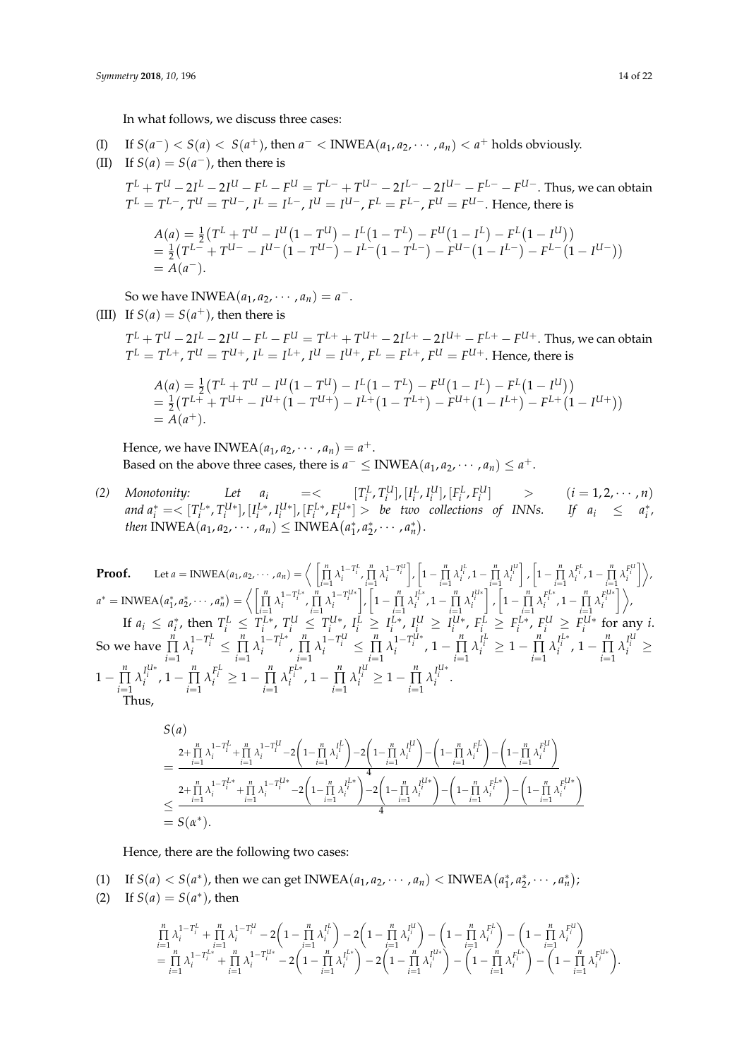In what follows, we discuss three cases:

(I) If $S(a^-) < S(a) < S(a^+)$, then $a^- < \text{INWEA}(a_1, a_2, \cdots, a_n) < a^+$ holds obviously.

(II) If $S(a) = S(a^-)$, then there is

$T^L + T^U - 2I^L - 2I^U - F^L - F^U = T^{L-} + T^{U-} - 2I^{L-} - 2I^{U-} - F^{L-} - F^{U-}$. Thus, we can obtain $T^L = T^{L-}$, $T^U = T^{U-}$, $I^L = I^{L-}$, $I^U = I^{U-}$, $F^L = F^{L-}$, $F^U = F^{U-}$. Hence, there is

$$\begin{aligned} A(a) &= \tfrac{1}{2}\left(T^L + T^U - I^U\left(1 - T^U\right) - I^L\left(1 - T^L\right) - F^U\left(1 - I^L\right) - F^L\left(1 - I^U\right)\right) \\ &= \tfrac{1}{2}\left(T^{L-} + T^{U-} - I^{U-}\left(1 - T^{U-}\right) - I^{L-}\left(1 - T^{L-}\right) - F^{U-}\left(1 - I^{L-}\right) - F^{L-}\left(1 - I^{U-}\right)\right) \\ &= A(a^-). \end{aligned}$$

So we have $\text{INWEA}(a_1, a_2, \cdots, a_n) = a^-$.

(III) If $S(a) = S(a^+)$, then there is

$T^L + T^U - 2I^L - 2I^U - F^L - F^U = T^{L+} + T^{U+} - 2I^{L+} - 2I^{U+} - F^{L+} - F^{U+}$. Thus, we can obtain $T^L = T^{L+}$, $T^U = T^{U+}$, $I^L = I^{L+}$, $I^U = I^{U+}$, $F^L = F^{L+}$, $F^U = F^{U+}$. Hence, there is

$$\begin{aligned} A(a) &= \tfrac{1}{2}\left(T^L + T^U - I^U\left(1 - T^U\right) - I^L\left(1 - T^L\right) - F^U\left(1 - I^L\right) - F^L\left(1 - I^U\right)\right) \\ &= \tfrac{1}{2}\left(T^{L+} + T^{U+} - I^{U+}\left(1 - T^{U+}\right) - I^{L+}\left(1 - T^{L+}\right) - F^{U+}\left(1 - I^{L+}\right) - F^{L+}\left(1 - I^{U+}\right)\right) \\ &= A(a^+). \end{aligned}$$

Hence, we have $\text{INWEA}(a_1, a_2, \cdots, a_n) = a^+$.

Based on the above three cases, there is $a^- \le \text{INWEA}(a_1, a_2, \cdots, a_n) \le a^+$.

*(2) Monotonity: Let* $a_i = <[T_i^L, T_i^U], [I_i^L, I_i^U], [F_i^L, F_i^U]> \ (i = 1, 2, \cdots, n)$ *and* $a_i^* = <[T_i^{L*}, T_i^{U*}], [I_i^{L*}, I_i^{U*}], [F_i^{L*}, F_i^{U*}]>$ *be two collections of INNs. If* $a_i \le a_i^*$*, then* $\text{INWEA}(a_1, a_2, \cdots, a_n) \le \text{INWEA}(a_1^*, a_2^*, \cdots, a_n^*)$.

**Proof.** Let $a = \text{INWEA}(a_1, a_2, \cdots, a_n) = \left\langle \left[\prod_{i=1}^{n} \lambda_i^{1-T_i^L}, \prod_{i=1}^{n} \lambda_i^{1-T_i^U}\right], \left[1 - \prod_{i=1}^{n} \lambda_i^{I_i^L}, 1 - \prod_{i=1}^{n} \lambda_i^{I_i^U}\right], \left[1 - \prod_{i=1}^{n} \lambda_i^{F_i^L}, 1 - \prod_{i=1}^{n} \lambda_i^{F_i^U}\right] \right\rangle$,
$a^* = \text{INWEA}(a_1^*, a_2^*, \cdots, a_n^*) = \left\langle \left[\prod_{i=1}^{n} \lambda_i^{1-T_i^{L*}}, \prod_{i=1}^{n} \lambda_i^{1-T_i^{U*}}\right], \left[1 - \prod_{i=1}^{n} \lambda_i^{I_i^{L*}}, 1 - \prod_{i=1}^{n} \lambda_i^{I_i^{U*}}\right], \left[1 - \prod_{i=1}^{n} \lambda_i^{F_i^{L*}}, 1 - \prod_{i=1}^{n} \lambda_i^{F_i^{U*}}\right] \right\rangle$,

If $a_i \le a_i^*$, then $T_i^L \le T_i^{L*}$, $T_i^U \le T_i^{U*}$, $I_i^L \ge I_i^{L*}$, $I_i^U \ge I_i^{U*}$, $F_i^L \ge F_i^{L*}$, $F_i^U \ge F_i^{U*}$ for any $i$. So we have $\prod_{i=1}^{n} \lambda_i^{1-T_i^L} \le \prod_{i=1}^{n} \lambda_i^{1-T_i^{L*}}$, $\prod_{i=1}^{n} \lambda_i^{1-T_i^U} \le \prod_{i=1}^{n} \lambda_i^{1-T_i^{U*}}$, $1 - \prod_{i=1}^{n} \lambda_i^{I_i^L} \ge 1 - \prod_{i=1}^{n} \lambda_i^{I_i^{L*}}$, $1 - \prod_{i=1}^{n} \lambda_i^{I_i^U} \ge 1 - \prod_{i=1}^{n} \lambda_i^{I_i^{U*}}$, $1 - \prod_{i=1}^{n} \lambda_i^{F_i^L} \ge 1 - \prod_{i=1}^{n} \lambda_i^{F_i^{L*}}$, $1 - \prod_{i=1}^{n} \lambda_i^{I_i^U} \ge 1 - \prod_{i=1}^{n} \lambda_i^{I_i^{U*}}$.

Thus,

$$\begin{aligned} &S(a) \\ &= \frac{2 + \prod_{i=1}^{n} \lambda_i^{1-T_i^L} + \prod_{i=1}^{n} \lambda_i^{1-T_i^U} - 2\left(1 - \prod_{i=1}^{n} \lambda_i^{I_i^L}\right) - 2\left(1 - \prod_{i=1}^{n} \lambda_i^{I_i^U}\right) - \left(1 - \prod_{i=1}^{n} \lambda_i^{F_i^L}\right) - \left(1 - \prod_{i=1}^{n} \lambda_i^{F_i^U}\right)}{4} \\ &\le \frac{2 + \prod_{i=1}^{n} \lambda_i^{1-T_i^{L*}} + \prod_{i=1}^{n} \lambda_i^{1-T_i^{U*}} - 2\left(1 - \prod_{i=1}^{n} \lambda_i^{I_i^{L*}}\right) - 2\left(1 - \prod_{i=1}^{n} \lambda_i^{I_i^{U*}}\right) - \left(1 - \prod_{i=1}^{n} \lambda_i^{F_i^{L*}}\right) - \left(1 - \prod_{i=1}^{n} \lambda_i^{F_i^{U*}}\right)}{4} \\ &= S(\alpha^*). \end{aligned}$$

Hence, there are the following two cases:

(1) If $S(a) < S(a^*)$, then we can get $\text{INWEA}(a_1, a_2, \cdots, a_n) < \text{INWEA}(a_1^*, a_2^*, \cdots, a_n^*)$;

(2) If $S(a) = S(a^*)$, then

$$\begin{aligned} &\prod_{i=1}^{n} \lambda_i^{1-T_i^L} + \prod_{i=1}^{n} \lambda_i^{1-T_i^U} - 2\left(1 - \prod_{i=1}^{n} \lambda_i^{I_i^L}\right) - 2\left(1 - \prod_{i=1}^{n} \lambda_i^{I_i^U}\right) - \left(1 - \prod_{i=1}^{n} \lambda_i^{F_i^L}\right) - \left(1 - \prod_{i=1}^{n} \lambda_i^{F_i^U}\right) \\ &= \prod_{i=1}^{n} \lambda_i^{1-T_i^{L*}} + \prod_{i=1}^{n} \lambda_i^{1-T_i^{U*}} - 2\left(1 - \prod_{i=1}^{n} \lambda_i^{I_i^{L*}}\right) - 2\left(1 - \prod_{i=1}^{n} \lambda_i^{I_i^{U*}}\right) - \left(1 - \prod_{i=1}^{n} \lambda_i^{F_i^{L*}}\right) - \left(1 - \prod_{i=1}^{n} \lambda_i^{F_i^{U*}}\right). \end{aligned}$$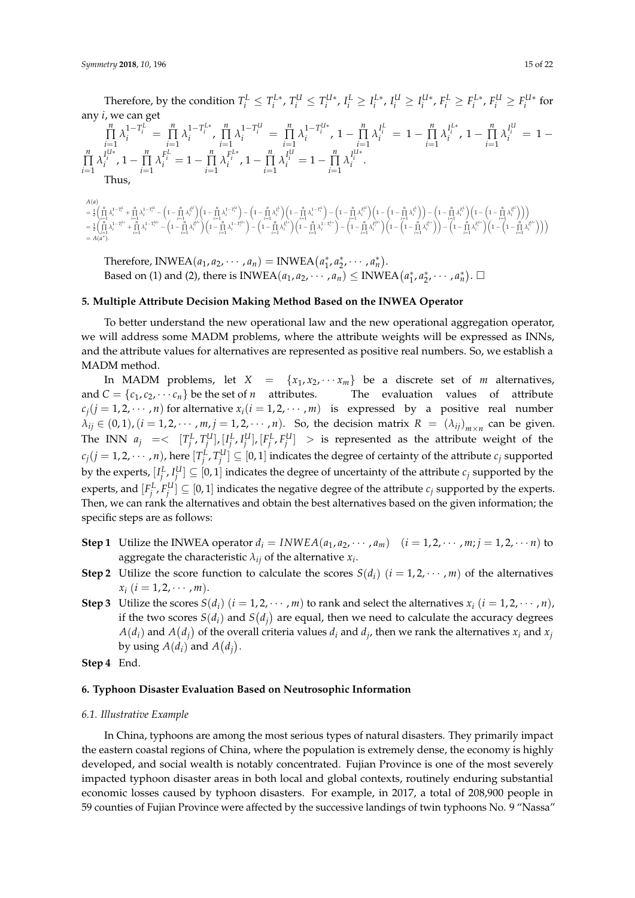Therefore, by the condition $T_i^L \le T_i^{L*}$, $T_i^U \le T_i^{U*}$, $I_i^L \ge I_i^{L*}$, $I_i^U \ge I_i^{U*}$, $F_i^L \ge F_i^{L*}$, $F_i^U \ge F_i^{U*}$ for any $i$, we can get

$\prod_{i=1}^{n} \lambda_i^{1-T_i^L} = \prod_{i=1}^{n} \lambda_i^{1-T_i^{L*}}$, $\prod_{i=1}^{n} \lambda_i^{1-T_i^U} = \prod_{i=1}^{n} \lambda_i^{1-T_i^{U*}}$, $1-\prod_{i=1}^{n} \lambda_i^{I_i^L} = 1-\prod_{i=1}^{n} \lambda_i^{I_i^{L*}}$, $1-\prod_{i=1}^{n} \lambda_i^{I_i^U} = 1-\prod_{i=1}^{n} \lambda_i^{I_i^{U*}}$, $1-\prod_{i=1}^{n} \lambda_i^{F_i^L} = 1-\prod_{i=1}^{n} \lambda_i^{F_i^{L*}}$, $1-\prod_{i=1}^{n} \lambda_i^{I_i^U} = 1-\prod_{i=1}^{n} \lambda_i^{I_i^{U*}}$.

Thus,

$$
\begin{aligned}
&A(a)\\
&= \tfrac{1}{2}\Big(\prod_{i=1}^{n}\lambda_i^{1-T_i^L} + \prod_{i=1}^{n}\lambda_i^{1-T_i^U} - \Big(1-\prod_{i=1}^{n}\lambda_i^{I_i^U}\Big)\Big(1-\prod_{i=1}^{n}\lambda_i^{1-T_i^U}\Big) - \Big(1-\prod_{i=1}^{n}\lambda_i^{I_i^L}\Big)\Big(1-\prod_{i=1}^{n}\lambda_i^{1-T_i^L}\Big) - \Big(1-\prod_{i=1}^{n}\lambda_i^{F_i^U}\Big)\Big(1-\Big(1-\prod_{i=1}^{n}\lambda_i^{I_i^L}\Big)\Big) - \Big(1-\prod_{i=1}^{n}\lambda_i^{F_i^L}\Big)\Big(1-\Big(1-\prod_{i=1}^{n}\lambda_i^{I_i^U}\Big)\Big)\Big)\\
&= \tfrac{1}{2}\Big(\prod_{i=1}^{n}\lambda_i^{1-T_i^{L*}} + \prod_{i=1}^{n}\lambda_i^{1-T_i^{U*}} - \Big(1-\prod_{i=1}^{n}\lambda_i^{I_i^{U*}}\Big)\Big(1-\prod_{i=1}^{n}\lambda_i^{1-T_i^{U*}}\Big) - \Big(1-\prod_{i=1}^{n}\lambda_i^{I_i^{L*}}\Big)\Big(1-\prod_{i=1}^{n}\lambda_i^{1-T_i^{L*}}\Big) - \Big(1-\prod_{i=1}^{n}\lambda_i^{F_i^{U*}}\Big)\Big(1-\Big(1-\prod_{i=1}^{n}\lambda_i^{I_i^{L*}}\Big)\Big) - \Big(1-\prod_{i=1}^{n}\lambda_i^{F_i^{L*}}\Big)\Big(1-\Big(1-\prod_{i=1}^{n}\lambda_i^{I_i^{U*}}\Big)\Big)\Big)\\
&= A(a^*).
\end{aligned}
$$

Therefore, $\text{INWEA}(a_1, a_2, \cdots, a_n) = \text{INWEA}(a_1^*, a_2^*, \cdots, a_n^*)$.
Based on (1) and (2), there is $\text{INWEA}(a_1, a_2, \cdots, a_n) \le \text{INWEA}(a_1^*, a_2^*, \cdots, a_n^*)$. □

## 5. Multiple Attribute Decision Making Method Based on the INWEA Operator

To better understand the new operational law and the new operational aggregation operator, we will address some MADM problems, where the attribute weights will be expressed as INNs, and the attribute values for alternatives are represented as positive real numbers. So, we establish a MADM method.

In MADM problems, let $X = \{x_1, x_2, \cdots x_m\}$ be a discrete set of $m$ alternatives, and $C = \{c_1, c_2, \cdots c_n\}$ be the set of $n$ attributes. The evaluation values of attribute $c_j (j = 1, 2, \cdots, n)$ for alternative $x_i (i = 1, 2, \cdots, m)$ is expressed by a positive real number $\lambda_{ij} \in (0, 1), (i = 1, 2, \cdots, m, j = 1, 2, \cdots, n)$. So, the decision matrix $R = (\lambda_{ij})_{m \times n}$ can be given. The INN $a_j = < [T_j^L, T_j^U], [I_j^L, I_j^U], [F_j^L, F_j^U] >$ is represented as the attribute weight of the $c_j (j = 1, 2, \cdots, n)$, here $[T_j^L, T_j^U] \subseteq [0, 1]$ indicates the degree of certainty of the attribute $c_j$ supported by the experts, $[I_j^L, I_j^U] \subseteq [0, 1]$ indicates the degree of uncertainty of the attribute $c_j$ supported by the experts, and $[F_j^L, F_j^U] \subseteq [0, 1]$ indicates the negative degree of the attribute $c_j$ supported by the experts. Then, we can rank the alternatives and obtain the best alternatives based on the given information; the specific steps are as follows:

**Step 1** Utilize the INWEA operator $d_i = INWEA(a_1, a_2, \cdots, a_m)$ $(i = 1, 2, \cdots, m; j = 1, 2, \cdots n)$ to aggregate the characteristic $\lambda_{ij}$ of the alternative $x_i$.

**Step 2** Utilize the score function to calculate the scores $S(d_i)$ $(i = 1, 2, \cdots, m)$ of the alternatives $x_i$ $(i = 1, 2, \cdots, m)$.

**Step 3** Utilize the scores $S(d_i)$ $(i = 1, 2, \cdots, m)$ to rank and select the alternatives $x_i$ $(i = 1, 2, \cdots, n)$, if the two scores $S(d_i)$ and $S(d_j)$ are equal, then we need to calculate the accuracy degrees $A(d_i)$ and $A(d_j)$ of the overall criteria values $d_i$ and $d_j$, then we rank the alternatives $x_i$ and $x_j$ by using $A(d_i)$ and $A(d_j)$.

**Step 4** End.

## 6. Typhoon Disaster Evaluation Based on Neutrosophic Information

### 6.1. Illustrative Example

In China, typhoons are among the most serious types of natural disasters. They primarily impact the eastern coastal regions of China, where the population is extremely dense, the economy is highly developed, and social wealth is notably concentrated. Fujian Province is one of the most severely impacted typhoon disaster areas in both local and global contexts, routinely enduring substantial economic losses caused by typhoon disasters. For example, in 2017, a total of 208,900 people in 59 counties of Fujian Province were affected by the successive landings of twin typhoons No. 9 "Nassa"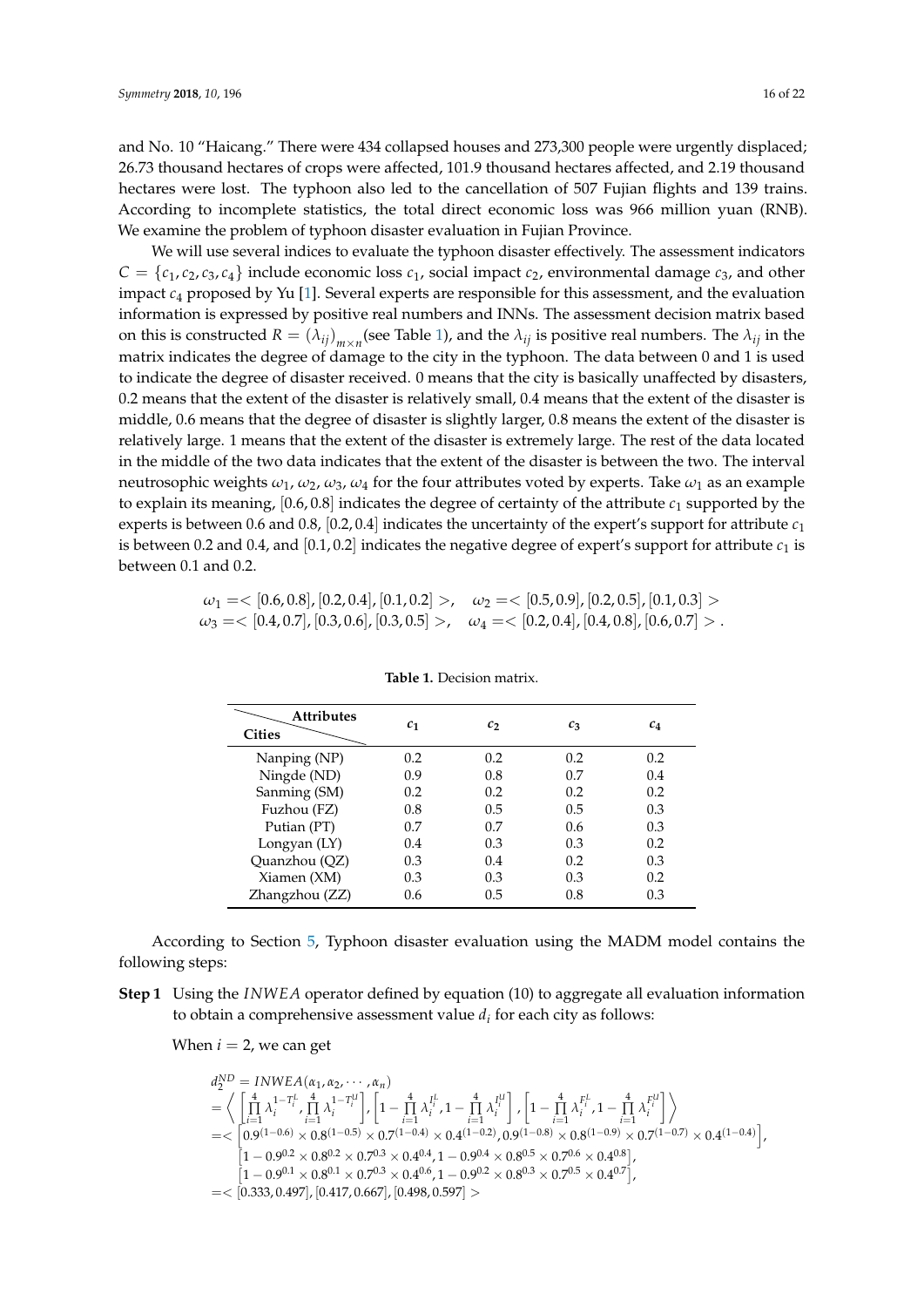and No. 10 "Haicang." There were 434 collapsed houses and 273,300 people were urgently displaced; 26.73 thousand hectares of crops were affected, 101.9 thousand hectares affected, and 2.19 thousand hectares were lost. The typhoon also led to the cancellation of 507 Fujian flights and 139 trains. According to incomplete statistics, the total direct economic loss was 966 million yuan (RNB). We examine the problem of typhoon disaster evaluation in Fujian Province.

We will use several indices to evaluate the typhoon disaster effectively. The assessment indicators $C = \{c_1, c_2, c_3, c_4\}$ include economic loss $c_1$, social impact $c_2$, environmental damage $c_3$, and other impact $c_4$ proposed by Yu [1]. Several experts are responsible for this assessment, and the evaluation information is expressed by positive real numbers and INNs. The assessment decision matrix based on this is constructed $R = (\lambda_{ij})_{m\times n}$(see Table 1), and the $\lambda_{ij}$ is positive real numbers. The $\lambda_{ij}$ in the matrix indicates the degree of damage to the city in the typhoon. The data between 0 and 1 is used to indicate the degree of disaster received. 0 means that the city is basically unaffected by disasters, 0.2 means that the extent of the disaster is relatively small, 0.4 means that the extent of the disaster is middle, 0.6 means that the degree of disaster is slightly larger, 0.8 means the extent of the disaster is relatively large. 1 means that the extent of the disaster is extremely large. The rest of the data located in the middle of the two data indicates that the extent of the disaster is between the two. The interval neutrosophic weights $\omega_1, \omega_2, \omega_3, \omega_4$ for the four attributes voted by experts. Take $\omega_1$ as an example to explain its meaning, $[0.6, 0.8]$ indicates the degree of certainty of the attribute $c_1$ supported by the experts is between 0.6 and 0.8, $[0.2, 0.4]$ indicates the uncertainty of the expert's support for attribute $c_1$ is between 0.2 and 0.4, and $[0.1, 0.2]$ indicates the negative degree of expert's support for attribute $c_1$ is between 0.1 and 0.2.

$$\omega_1 = < [0.6, 0.8], [0.2, 0.4], [0.1, 0.2] >, \quad \omega_2 = < [0.5, 0.9], [0.2, 0.5], [0.1, 0.3] >$$
$$\omega_3 = < [0.4, 0.7], [0.3, 0.6], [0.3, 0.5] >, \quad \omega_4 = < [0.2, 0.4], [0.4, 0.8], [0.6, 0.7] > .$$

**Table 1.** Decision matrix.

| Cities \ Attributes | $c_1$ | $c_2$ | $c_3$ | $c_4$ |
|---|---|---|---|---|
| Nanping (NP) | 0.2 | 0.2 | 0.2 | 0.2 |
| Ningde (ND) | 0.9 | 0.8 | 0.7 | 0.4 |
| Sanming (SM) | 0.2 | 0.2 | 0.2 | 0.2 |
| Fuzhou (FZ) | 0.8 | 0.5 | 0.5 | 0.3 |
| Putian (PT) | 0.7 | 0.7 | 0.6 | 0.3 |
| Longyan (LY) | 0.4 | 0.3 | 0.3 | 0.2 |
| Quanzhou (QZ) | 0.3 | 0.4 | 0.2 | 0.3 |
| Xiamen (XM) | 0.3 | 0.3 | 0.3 | 0.2 |
| Zhangzhou (ZZ) | 0.6 | 0.5 | 0.8 | 0.3 |

According to Section 5, Typhoon disaster evaluation using the MADM model contains the following steps:

**Step 1** Using the $INWEA$ operator defined by equation (10) to aggregate all evaluation information to obtain a comprehensive assessment value $d_i$ for each city as follows:

When $i = 2$, we can get

$$
\begin{aligned}
d_2^{ND} &= INWEA(\alpha_1, \alpha_2, \cdots, \alpha_n) \\
&= \left\langle \left[ \prod_{i=1}^{4} \lambda_i^{1-T_i^L}, \prod_{i=1}^{4} \lambda_i^{1-T_i^U} \right], \left[ 1 - \prod_{i=1}^{4} \lambda_i^{I_i^L}, 1 - \prod_{i=1}^{4} \lambda_i^{I_i^U} \right], \left[ 1 - \prod_{i=1}^{4} \lambda_i^{F_i^L}, 1 - \prod_{i=1}^{4} \lambda_i^{F_i^U} \right] \right\rangle \\
&= < \left[ 0.9^{(1-0.6)} \times 0.8^{(1-0.5)} \times 0.7^{(1-0.4)} \times 0.4^{(1-0.2)}, 0.9^{(1-0.8)} \times 0.8^{(1-0.9)} \times 0.7^{(1-0.7)} \times 0.4^{(1-0.4)} \right], \\
&\quad \left[ 1 - 0.9^{0.2} \times 0.8^{0.2} \times 0.7^{0.3} \times 0.4^{0.4}, 1 - 0.9^{0.4} \times 0.8^{0.5} \times 0.7^{0.6} \times 0.4^{0.8} \right], \\
&\quad \left[ 1 - 0.9^{0.1} \times 0.8^{0.1} \times 0.7^{0.3} \times 0.4^{0.6}, 1 - 0.9^{0.2} \times 0.8^{0.3} \times 0.7^{0.5} \times 0.4^{0.7} \right], \\
&= < [0.333, 0.497], [0.417, 0.667], [0.498, 0.597] >
\end{aligned}
$$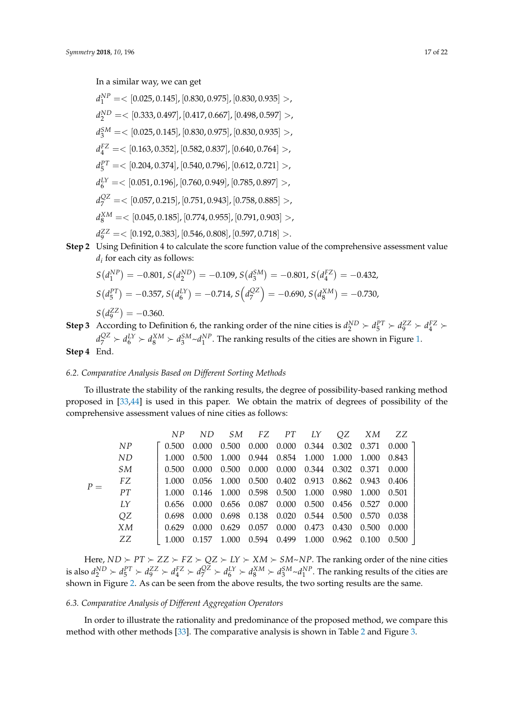In a similar way, we can get

$d_1^{NP} =< [0.025, 0.145], [0.830, 0.975], [0.830, 0.935] >$,

$d_2^{ND} =< [0.333, 0.497], [0.417, 0.667], [0.498, 0.597] >$,

$d_3^{SM} =< [0.025, 0.145], [0.830, 0.975], [0.830, 0.935] >$,

$d_4^{FZ} =< [0.163, 0.352], [0.582, 0.837], [0.640, 0.764] >$,

$d_5^{PT} =< [0.204, 0.374], [0.540, 0.796], [0.612, 0.721] >$,

$d_6^{LY} =< [0.051, 0.196], [0.760, 0.949], [0.785, 0.897] >$,

$d_7^{QZ} =< [0.057, 0.215], [0.751, 0.943], [0.758, 0.885] >$,

$d_8^{XM} =< [0.045, 0.185], [0.774, 0.955], [0.791, 0.903] >$,

$d_9^{ZZ} =< [0.192, 0.383], [0.546, 0.808], [0.597, 0.718] >$.

**Step 2** Using Definition 4 to calculate the score function value of the comprehensive assessment value $d_i$ for each city as follows:

$S(d_1^{NP}) = -0.801$, $S(d_2^{ND}) = -0.109$, $S(d_3^{SM}) = -0.801$, $S(d_4^{FZ}) = -0.432$,

$S(d_5^{PT}) = -0.357$, $S(d_6^{LY}) = -0.714$, $S\left(d_7^{QZ}\right) = -0.690$, $S(d_8^{XM}) = -0.730$,

$S(d_9^{ZZ}) = -0.360$.

**Step 3** According to Definition 6, the ranking order of the nine cities is $d_2^{ND} \succ d_5^{PT} \succ d_9^{ZZ} \succ d_4^{FZ} \succ d_7^{QZ} \succ d_6^{LY} \succ d_8^{XM} \succ d_3^{SM} \sim d_1^{NP}$. The ranking results of the cities are shown in Figure 1.

**Step 4** End.

### 6.2. Comparative Analysis Based on Different Sorting Methods

To illustrate the stability of the ranking results, the degree of possibility-based ranking method proposed in [33,44] is used in this paper. We obtain the matrix of degrees of possibility of the comprehensive assessment values of nine cities as follows:

$$P = \begin{array}{c} NP \\ ND \\ SM \\ FZ \\ PT \\ LY \\ QZ \\ XM \\ ZZ \end{array} \overset{\begin{array}{ccccccccc} NP & ND & SM & FZ & PT & LY & QZ & XM & ZZ \end{array}}{\begin{bmatrix} 0.500 & 0.000 & 0.500 & 0.000 & 0.000 & 0.344 & 0.302 & 0.371 & 0.000 \\ 1.000 & 0.500 & 1.000 & 0.944 & 0.854 & 1.000 & 1.000 & 1.000 & 0.843 \\ 0.500 & 0.000 & 0.500 & 0.000 & 0.000 & 0.344 & 0.302 & 0.371 & 0.000 \\ 1.000 & 0.056 & 1.000 & 0.500 & 0.402 & 0.913 & 0.862 & 0.943 & 0.406 \\ 1.000 & 0.146 & 1.000 & 0.598 & 0.500 & 1.000 & 0.980 & 1.000 & 0.501 \\ 0.656 & 0.000 & 0.656 & 0.087 & 0.000 & 0.500 & 0.456 & 0.527 & 0.000 \\ 0.698 & 0.000 & 0.698 & 0.138 & 0.020 & 0.544 & 0.500 & 0.570 & 0.038 \\ 0.629 & 0.000 & 0.629 & 0.057 & 0.000 & 0.473 & 0.430 & 0.500 & 0.000 \\ 1.000 & 0.157 & 1.000 & 0.594 & 0.499 & 1.000 & 0.962 & 0.100 & 0.500 \end{bmatrix}}$$

Here, $ND \succ PT \succ ZZ \succ FZ \succ QZ \succ LY \succ XM \succ SM \sim NP$. The ranking order of the nine cities is also $d_2^{ND} \succ d_5^{PT} \succ d_9^{ZZ} \succ d_4^{FZ} \succ d_7^{QZ} \succ d_6^{LY} \succ d_8^{XM} \succ d_3^{SM} \sim d_1^{NP}$. The ranking results of the cities are shown in Figure 2. As can be seen from the above results, the two sorting results are the same.

### 6.3. Comparative Analysis of Different Aggregation Operators

In order to illustrate the rationality and predominance of the proposed method, we compare this method with other methods [33]. The comparative analysis is shown in Table 2 and Figure 3.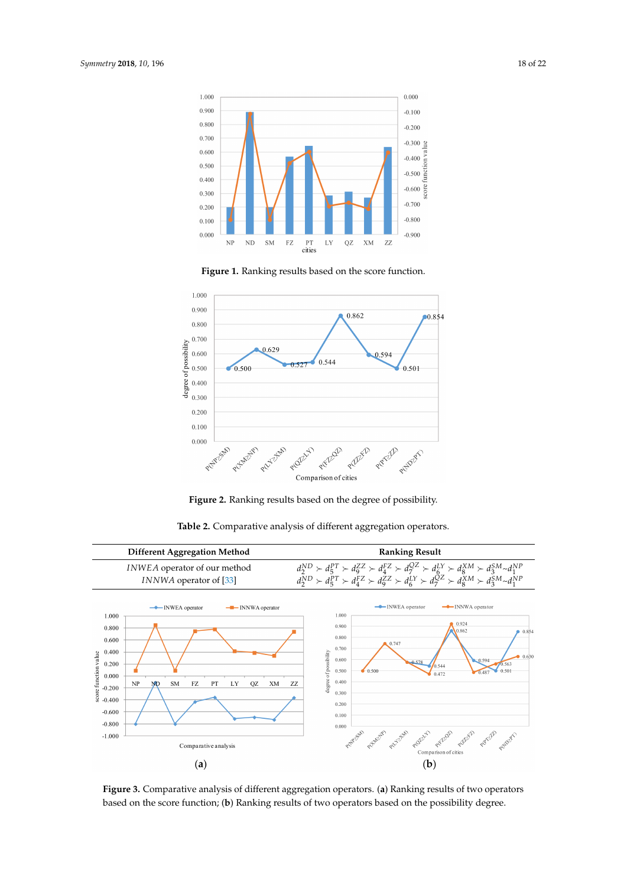**Figure 1.** Ranking results based on the score function.

**Figure 2.** Ranking results based on the degree of possibility.

**Table 2.** Comparative analysis of different aggregation operators.

| Different Aggregation Method | Ranking Result |
|---|---|
| *INWEA* operator of our method | $d_2^{ND} \succ d_5^{PT} \succ d_9^{ZZ} \succ d_4^{FZ} \succ d_7^{QZ} \succ d_6^{LY} \succ d_8^{XM} \succ d_3^{SM} \sim d_1^{NP}$ |
| *INNWA* operator of [33] | $d_2^{ND} \succ d_5^{PT} \succ d_4^{FZ} \succ d_9^{ZZ} \succ d_6^{LY} \succ d_7^{QZ} \succ d_8^{XM} \succ d_3^{SM} \sim d_1^{NP}$ |

**Figure 3.** Comparative analysis of different aggregation operators. (**a**) Ranking results of two operators based on the score function; (**b**) Ranking results of two operators based on the possibility degree.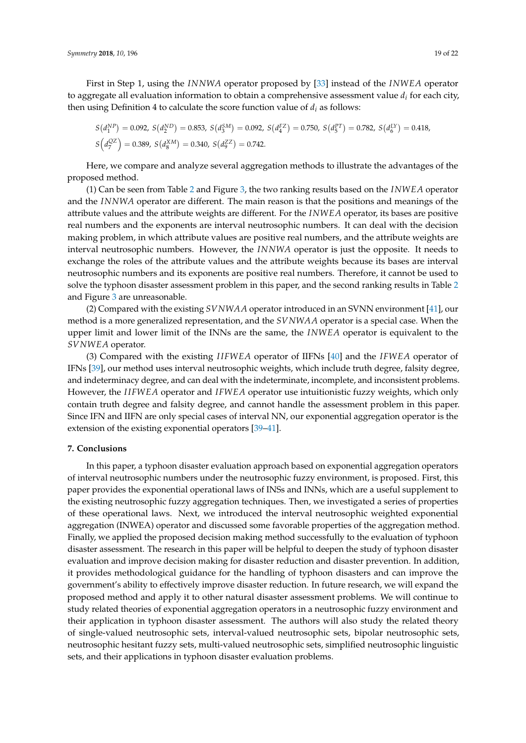First in Step 1, using the $INNWA$ operator proposed by [33] instead of the $INWEA$ operator to aggregate all evaluation information to obtain a comprehensive assessment value $d_i$ for each city, then using Definition 4 to calculate the score function value of $d_i$ as follows:

$$S(d_1^{NP}) = 0.092,\ S(d_2^{ND}) = 0.853,\ S(d_3^{SM}) = 0.092,\ S(d_4^{FZ}) = 0.750,\ S(d_5^{PT}) = 0.782,\ S(d_6^{LY}) = 0.418,$$
$$S\left(d_7^{QZ}\right) = 0.389,\ S(d_8^{XM}) = 0.340,\ S(d_9^{ZZ}) = 0.742.$$

Here, we compare and analyze several aggregation methods to illustrate the advantages of the proposed method.

(1) Can be seen from Table 2 and Figure 3, the two ranking results based on the $INWEA$ operator and the $INNWA$ operator are different. The main reason is that the positions and meanings of the attribute values and the attribute weights are different. For the $INWEA$ operator, its bases are positive real numbers and the exponents are interval neutrosophic numbers. It can deal with the decision making problem, in which attribute values are positive real numbers, and the attribute weights are interval neutrosophic numbers. However, the $INNWA$ operator is just the opposite. It needs to exchange the roles of the attribute values and the attribute weights because its bases are interval neutrosophic numbers and its exponents are positive real numbers. Therefore, it cannot be used to solve the typhoon disaster assessment problem in this paper, and the second ranking results in Table 2 and Figure 3 are unreasonable.

(2) Compared with the existing $SVNWAA$ operator introduced in an SVNN environment [41], our method is a more generalized representation, and the $SVNWAA$ operator is a special case. When the upper limit and lower limit of the INNs are the same, the $INWEA$ operator is equivalent to the $SVNWEA$ operator.

(3) Compared with the existing $IIFWEA$ operator of IIFNs [40] and the $IFWEA$ operator of IFNs [39], our method uses interval neutrosophic weights, which include truth degree, falsity degree, and indeterminacy degree, and can deal with the indeterminate, incomplete, and inconsistent problems. However, the $IIFWEA$ operator and $IFWEA$ operator use intuitionistic fuzzy weights, which only contain truth degree and falsity degree, and cannot handle the assessment problem in this paper. Since IFN and IIFN are only special cases of interval NN, our exponential aggregation operator is the extension of the existing exponential operators [39–41].

## 7. Conclusions

In this paper, a typhoon disaster evaluation approach based on exponential aggregation operators of interval neutrosophic numbers under the neutrosophic fuzzy environment, is proposed. First, this paper provides the exponential operational laws of INSs and INNs, which are a useful supplement to the existing neutrosophic fuzzy aggregation techniques. Then, we investigated a series of properties of these operational laws. Next, we introduced the interval neutrosophic weighted exponential aggregation (INWEA) operator and discussed some favorable properties of the aggregation method. Finally, we applied the proposed decision making method successfully to the evaluation of typhoon disaster assessment. The research in this paper will be helpful to deepen the study of typhoon disaster evaluation and improve decision making for disaster reduction and disaster prevention. In addition, it provides methodological guidance for the handling of typhoon disasters and can improve the government's ability to effectively improve disaster reduction. In future research, we will expand the proposed method and apply it to other natural disaster assessment problems. We will continue to study related theories of exponential aggregation operators in a neutrosophic fuzzy environment and their application in typhoon disaster assessment. The authors will also study the related theory of single-valued neutrosophic sets, interval-valued neutrosophic sets, bipolar neutrosophic sets, neutrosophic hesitant fuzzy sets, multi-valued neutrosophic sets, simplified neutrosophic linguistic sets, and their applications in typhoon disaster evaluation problems.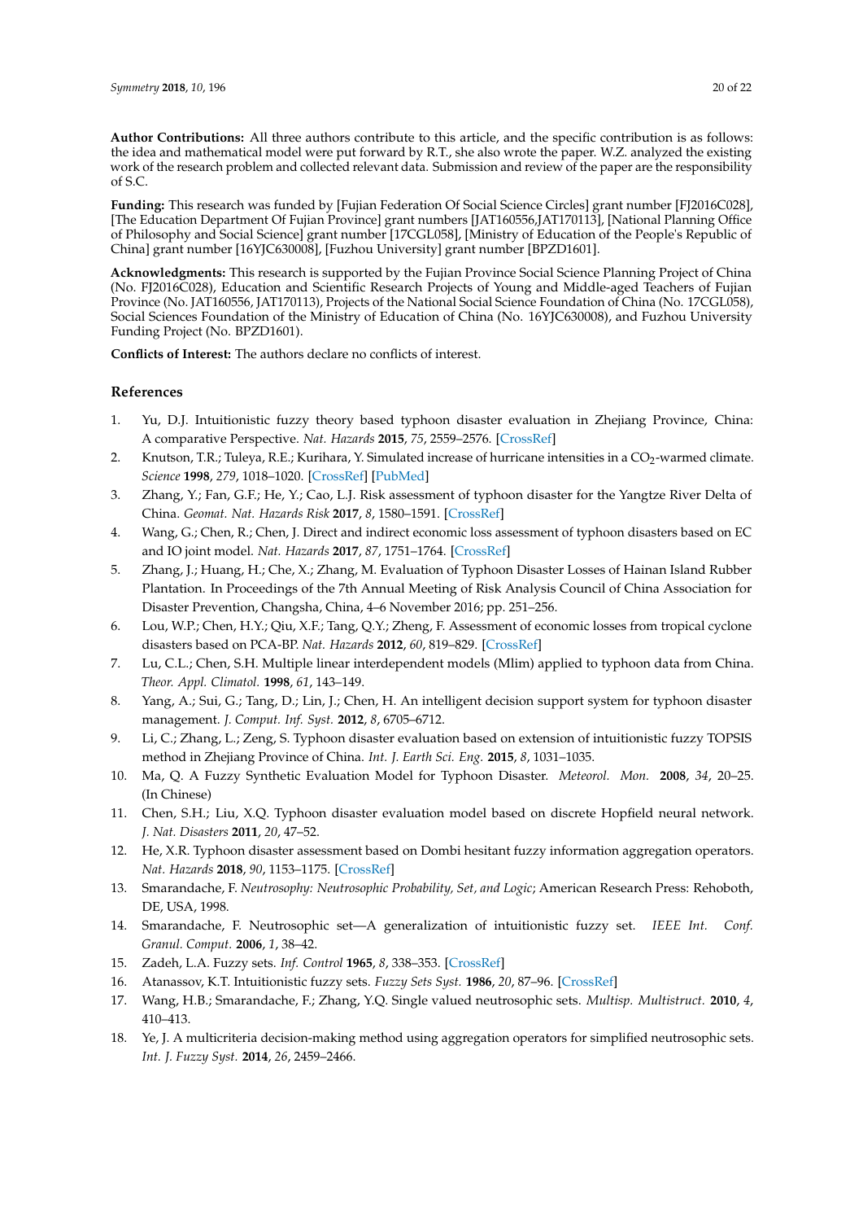**Author Contributions:** All three authors contribute to this article, and the specific contribution is as follows: the idea and mathematical model were put forward by R.T., she also wrote the paper. W.Z. analyzed the existing work of the research problem and collected relevant data. Submission and review of the paper are the responsibility of S.C.

**Funding:** This research was funded by [Fujian Federation Of Social Science Circles] grant number [FJ2016C028], [The Education Department Of Fujian Province] grant numbers [JAT160556,JAT170113], [National Planning Office of Philosophy and Social Science] grant number [17CGL058], [Ministry of Education of the People's Republic of China] grant number [16YJC630008], [Fuzhou University] grant number [BPZD1601].

**Acknowledgments:** This research is supported by the Fujian Province Social Science Planning Project of China (No. FJ2016C028), Education and Scientific Research Projects of Young and Middle-aged Teachers of Fujian Province (No. JAT160556, JAT170113), Projects of the National Social Science Foundation of China (No. 17CGL058), Social Sciences Foundation of the Ministry of Education of China (No. 16YJC630008), and Fuzhou University Funding Project (No. BPZD1601).

**Conflicts of Interest:** The authors declare no conflicts of interest.

## References

1. Yu, D.J. Intuitionistic fuzzy theory based typhoon disaster evaluation in Zhejiang Province, China: A comparative Perspective. *Nat. Hazards* **2015**, *75*, 2559–2576. [CrossRef]
2. Knutson, T.R.; Tuleya, R.E.; Kurihara, Y. Simulated increase of hurricane intensities in a $CO_2$-warmed climate. *Science* **1998**, *279*, 1018–1020. [CrossRef] [PubMed]
3. Zhang, Y.; Fan, G.F.; He, Y.; Cao, L.J. Risk assessment of typhoon disaster for the Yangtze River Delta of China. *Geomat. Nat. Hazards Risk* **2017**, *8*, 1580–1591. [CrossRef]
4. Wang, G.; Chen, R.; Chen, J. Direct and indirect economic loss assessment of typhoon disasters based on EC and IO joint model. *Nat. Hazards* **2017**, *87*, 1751–1764. [CrossRef]
5. Zhang, J.; Huang, H.; Che, X.; Zhang, M. Evaluation of Typhoon Disaster Losses of Hainan Island Rubber Plantation. In Proceedings of the 7th Annual Meeting of Risk Analysis Council of China Association for Disaster Prevention, Changsha, China, 4–6 November 2016; pp. 251–256.
6. Lou, W.P.; Chen, H.Y.; Qiu, X.F.; Tang, Q.Y.; Zheng, F. Assessment of economic losses from tropical cyclone disasters based on PCA-BP. *Nat. Hazards* **2012**, *60*, 819–829. [CrossRef]
7. Lu, C.L.; Chen, S.H. Multiple linear interdependent models (Mlim) applied to typhoon data from China. *Theor. Appl. Climatol.* **1998**, *61*, 143–149.
8. Yang, A.; Sui, G.; Tang, D.; Lin, J.; Chen, H. An intelligent decision support system for typhoon disaster management. *J. Comput. Inf. Syst.* **2012**, *8*, 6705–6712.
9. Li, C.; Zhang, L.; Zeng, S. Typhoon disaster evaluation based on extension of intuitionistic fuzzy TOPSIS method in Zhejiang Province of China. *Int. J. Earth Sci. Eng.* **2015**, *8*, 1031–1035.
10. Ma, Q. A Fuzzy Synthetic Evaluation Model for Typhoon Disaster. *Meteorol. Mon.* **2008**, *34*, 20–25. (In Chinese)
11. Chen, S.H.; Liu, X.Q. Typhoon disaster evaluation model based on discrete Hopfield neural network. *J. Nat. Disasters* **2011**, *20*, 47–52.
12. He, X.R. Typhoon disaster assessment based on Dombi hesitant fuzzy information aggregation operators. *Nat. Hazards* **2018**, *90*, 1153–1175. [CrossRef]
13. Smarandache, F. *Neutrosophy: Neutrosophic Probability, Set, and Logic*; American Research Press: Rehoboth, DE, USA, 1998.
14. Smarandache, F. Neutrosophic set—A generalization of intuitionistic fuzzy set. *IEEE Int. Conf. Granul. Comput.* **2006**, *1*, 38–42.
15. Zadeh, L.A. Fuzzy sets. *Inf. Control* **1965**, *8*, 338–353. [CrossRef]
16. Atanassov, K.T. Intuitionistic fuzzy sets. *Fuzzy Sets Syst.* **1986**, *20*, 87–96. [CrossRef]
17. Wang, H.B.; Smarandache, F.; Zhang, Y.Q. Single valued neutrosophic sets. *Multisp. Multistruct.* **2010**, *4*, 410–413.
18. Ye, J. A multicriteria decision-making method using aggregation operators for simplified neutrosophic sets. *Int. J. Fuzzy Syst.* **2014**, *26*, 2459–2466.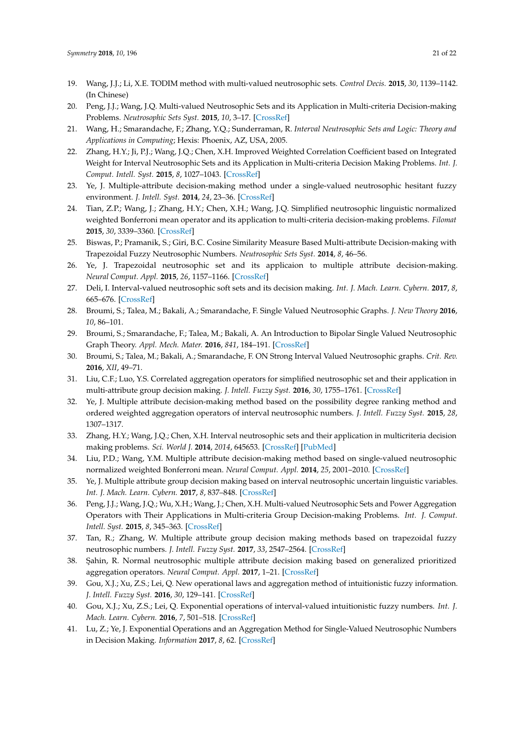19. Wang, J.J.; Li, X.E. TODIM method with multi-valued neutrosophic sets. *Control Decis.* **2015**, *30*, 1139–1142. (In Chinese)
20. Peng, J.J.; Wang, J.Q. Multi-valued Neutrosophic Sets and its Application in Multi-criteria Decision-making Problems. *Neutrosophic Sets Syst.* **2015**, *10*, 3–17. [CrossRef]
21. Wang, H.; Smarandache, F.; Zhang, Y.Q.; Sunderraman, R. *Interval Neutrosophic Sets and Logic: Theory and Applications in Computing*; Hexis: Phoenix, AZ, USA, 2005.
22. Zhang, H.Y.; Ji, P.J.; Wang, J.Q.; Chen, X.H. Improved Weighted Correlation Coefficient based on Integrated Weight for Interval Neutrosophic Sets and its Application in Multi-criteria Decision Making Problems. *Int. J. Comput. Intell. Syst.* **2015**, *8*, 1027–1043. [CrossRef]
23. Ye, J. Multiple-attribute decision-making method under a single-valued neutrosophic hesitant fuzzy environment. *J. Intell. Syst.* **2014**, *24*, 23–36. [CrossRef]
24. Tian, Z.P.; Wang, J.; Zhang, H.Y.; Chen, X.H.; Wang, J.Q. Simplified neutrosophic linguistic normalized weighted Bonferroni mean operator and its application to multi-criteria decision-making problems. *Filomat* **2015**, *30*, 3339–3360. [CrossRef]
25. Biswas, P.; Pramanik, S.; Giri, B.C. Cosine Similarity Measure Based Multi-attribute Decision-making with Trapezoidal Fuzzy Neutrosophic Numbers. *Neutrosophic Sets Syst.* **2014**, *8*, 46–56.
26. Ye, J. Trapezoidal neutrosophic set and its applicaion to multiple attribute decision-making. *Neural Comput. Appl.* **2015**, *26*, 1157–1166. [CrossRef]
27. Deli, I. Interval-valued neutrosophic soft sets and its decision making. *Int. J. Mach. Learn. Cybern.* **2017**, *8*, 665–676. [CrossRef]
28. Broumi, S.; Talea, M.; Bakali, A.; Smarandache, F. Single Valued Neutrosophic Graphs. *J. New Theory* **2016**, *10*, 86–101.
29. Broumi, S.; Smarandache, F.; Talea, M.; Bakali, A. An Introduction to Bipolar Single Valued Neutrosophic Graph Theory. *Appl. Mech. Mater.* **2016**, *841*, 184–191. [CrossRef]
30. Broumi, S.; Talea, M.; Bakali, A.; Smarandache, F. ON Strong Interval Valued Neutrosophic graphs. *Crit. Rev.* **2016**, *XII*, 49–71.
31. Liu, C.F.; Luo, Y.S. Correlated aggregation operators for simplified neutrosophic set and their application in multi-attribute group decision making. *J. Intell. Fuzzy Syst.* **2016**, *30*, 1755–1761. [CrossRef]
32. Ye, J. Multiple attribute decision-making method based on the possibility degree ranking method and ordered weighted aggregation operators of interval neutrosophic numbers. *J. Intell. Fuzzy Syst.* **2015**, *28*, 1307–1317.
33. Zhang, H.Y.; Wang, J.Q.; Chen, X.H. Interval neutrosophic sets and their application in multicriteria decision making problems. *Sci. World J.* **2014**, *2014*, 645653. [CrossRef] [PubMed]
34. Liu, P.D.; Wang, Y.M. Multiple attribute decision-making method based on single-valued neutrosophic normalized weighted Bonferroni mean. *Neural Comput. Appl.* **2014**, *25*, 2001–2010. [CrossRef]
35. Ye, J. Multiple attribute group decision making based on interval neutrosophic uncertain linguistic variables. *Int. J. Mach. Learn. Cybern.* **2017**, *8*, 837–848. [CrossRef]
36. Peng, J.J.; Wang, J.Q.; Wu, X.H.; Wang, J.; Chen, X.H. Multi-valued Neutrosophic Sets and Power Aggregation Operators with Their Applications in Multi-criteria Group Decision-making Problems. *Int. J. Comput. Intell. Syst.* **2015**, *8*, 345–363. [CrossRef]
37. Tan, R.; Zhang, W. Multiple attribute group decision making methods based on trapezoidal fuzzy neutrosophic numbers. *J. Intell. Fuzzy Syst.* **2017**, *33*, 2547–2564. [CrossRef]
38. Şahin, R. Normal neutrosophic multiple attribute decision making based on generalized prioritized aggregation operators. *Neural Comput. Appl.* **2017**, 1–21. [CrossRef]
39. Gou, X.J.; Xu, Z.S.; Lei, Q. New operational laws and aggregation method of intuitionistic fuzzy information. *J. Intell. Fuzzy Syst.* **2016**, *30*, 129–141. [CrossRef]
40. Gou, X.J.; Xu, Z.S.; Lei, Q. Exponential operations of interval-valued intuitionistic fuzzy numbers. *Int. J. Mach. Learn. Cybern.* **2016**, *7*, 501–518. [CrossRef]
41. Lu, Z.; Ye, J. Exponential Operations and an Aggregation Method for Single-Valued Neutrosophic Numbers in Decision Making. *Information* **2017**, *8*, 62. [CrossRef]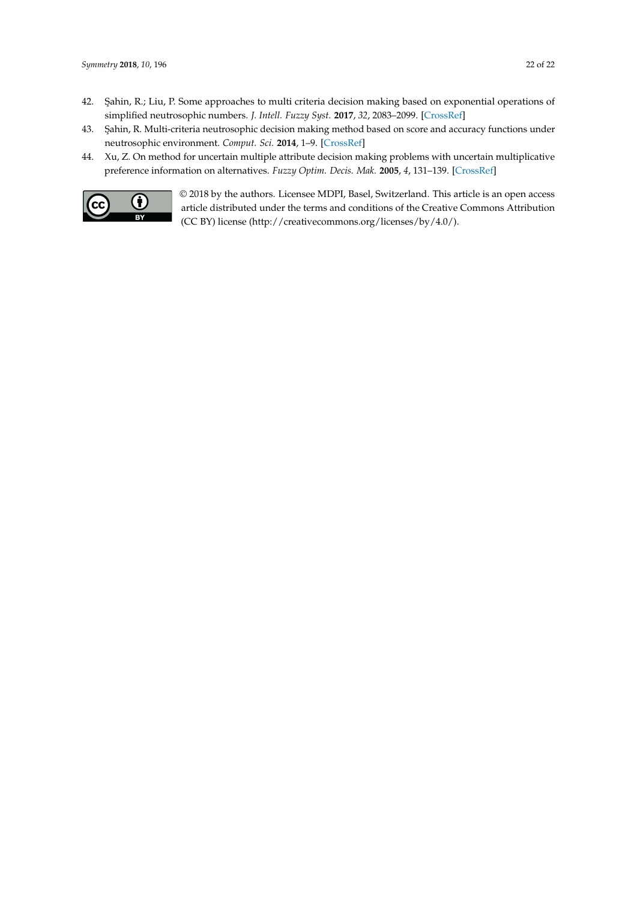42. Şahin, R.; Liu, P. Some approaches to multi criteria decision making based on exponential operations of simplified neutrosophic numbers. *J. Intell. Fuzzy Syst.* **2017**, *32*, 2083–2099. [CrossRef]
43. Şahin, R. Multi-criteria neutrosophic decision making method based on score and accuracy functions under neutrosophic environment. *Comput. Sci.* **2014**, 1–9. [CrossRef]
44. Xu, Z. On method for uncertain multiple attribute decision making problems with uncertain multiplicative preference information on alternatives. *Fuzzy Optim. Decis. Mak.* **2005**, *4*, 131–139. [CrossRef]

© 2018 by the authors. Licensee MDPI, Basel, Switzerland. This article is an open access article distributed under the terms and conditions of the Creative Commons Attribution (CC BY) license (http://creativecommons.org/licenses/by/4.0/).